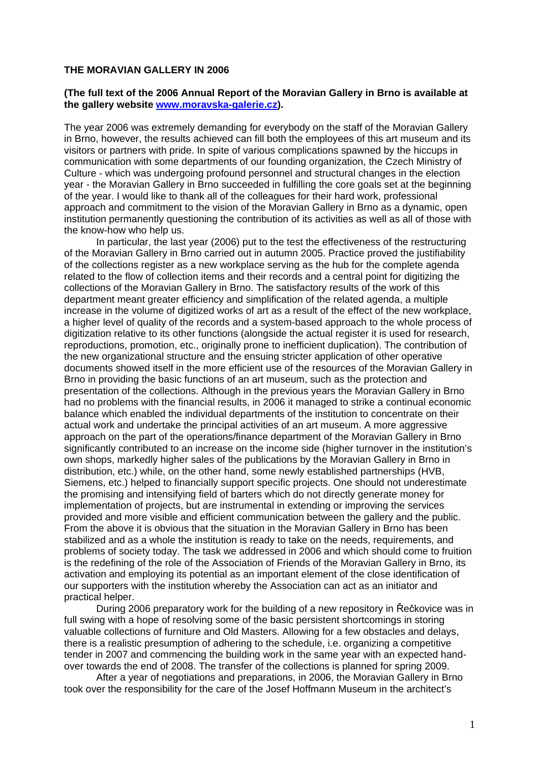**THE MORAVIAN GALLERY IN 2006**

**(The full text of the 2006 Annual Report of the Moravian Gallery in Brno is available at the gallery website www.moravska-galerie.cz).**

The year 2006 was extremely demanding for everybody on the staff of the Moravian Gallery in Brno, however, the results achieved can fill both the employees of this art museum and its visitors or partners with pride. In spite of various complications spawned by the hiccups in communication with some departments of our founding organization, the Czech Ministry of Culture - which was undergoing profound personnel and structural changes in the election year - the Moravian Gallery in Brno succeeded in fulfilling the core goals set at the beginning of the year. I would like to thank all of the colleagues for their hard work, professional approach and commitment to the vision of the Moravian Gallery in Brno as a dynamic, open institution permanently questioning the contribution of its activities as well as all of those with the know-how who help us.

In particular, the last year (2006) put to the test the effectiveness of the restructuring of the Moravian Gallery in Brno carried out in autumn 2005. Practice proved the justifiability of the collections register as a new workplace serving as the hub for the complete agenda related to the flow of collection items and their records and a central point for digitizing the collections of the Moravian Gallery in Brno. The satisfactory results of the work of this department meant greater efficiency and simplification of the related agenda, a multiple increase in the volume of digitized works of art as a result of the effect of the new workplace, a higher level of quality of the records and a system-based approach to the whole process of digitization relative to its other functions (alongside the actual register it is used for research, reproductions, promotion, etc., originally prone to inefficient duplication). The contribution of the new organizational structure and the ensuing stricter application of other operative documents showed itself in the more efficient use of the resources of the Moravian Gallery in Brno in providing the basic functions of an art museum, such as the protection and presentation of the collections. Although in the previous years the Moravian Gallery in Brno had no problems with the financial results, in 2006 it managed to strike a continual economic balance which enabled the individual departments of the institution to concentrate on their actual work and undertake the principal activities of an art museum. A more aggressive approach on the part of the operations/finance department of the Moravian Gallery in Brno significantly contributed to an increase on the income side (higher turnover in the institution's own shops, markedly higher sales of the publications by the Moravian Gallery in Brno in distribution, etc.) while, on the other hand, some newly established partnerships (HVB, Siemens, etc.) helped to financially support specific projects. One should not underestimate the promising and intensifying field of barters which do not directly generate money for implementation of projects, but are instrumental in extending or improving the services provided and more visible and efficient communication between the gallery and the public. From the above it is obvious that the situation in the Moravian Gallery in Brno has been stabilized and as a whole the institution is ready to take on the needs, requirements, and problems of society today. The task we addressed in 2006 and which should come to fruition is the redefining of the role of the Association of Friends of the Moravian Gallery in Brno, its activation and employing its potential as an important element of the close identification of our supporters with the institution whereby the Association can act as an initiator and practical helper.

During 2006 preparatory work for the building of a new repository in Řečkovice was in full swing with a hope of resolving some of the basic persistent shortcomings in storing valuable collections of furniture and Old Masters. Allowing for a few obstacles and delays, there is a realistic presumption of adhering to the schedule, i.e. organizing a competitive tender in 2007 and commencing the building work in the same year with an expected hand-over towards the end of 2008. The transfer of the collections is planned for spring 2009.

After a year of negotiations and preparations, in 2006, the Moravian Gallery in Brno took over the responsibility for the care of the Josef Hoffmann Museum in the architect's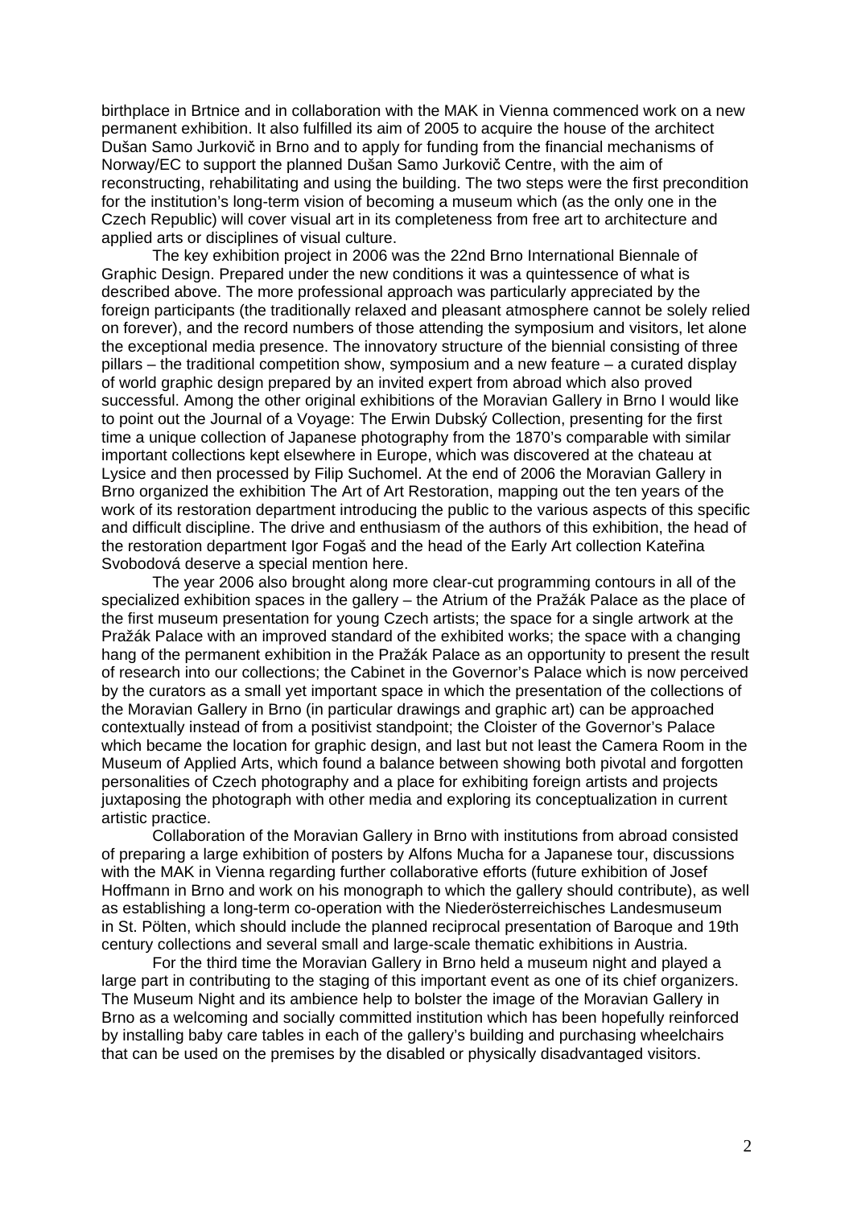birthplace in Brtnice and in collaboration with the MAK in Vienna commenced work on a new permanent exhibition. It also fulfilled its aim of 2005 to acquire the house of the architect Dušan Samo Jurkovič in Brno and to apply for funding from the financial mechanisms of Norway/EC to support the planned Dušan Samo Jurkovič Centre, with the aim of reconstructing, rehabilitating and using the building. The two steps were the first precondition for the institution's long-term vision of becoming a museum which (as the only one in the Czech Republic) will cover visual art in its completeness from free art to architecture and applied arts or disciplines of visual culture.

The key exhibition project in 2006 was the 22nd Brno International Biennale of Graphic Design. Prepared under the new conditions it was a quintessence of what is described above. The more professional approach was particularly appreciated by the foreign participants (the traditionally relaxed and pleasant atmosphere cannot be solely relied on forever), and the record numbers of those attending the symposium and visitors, let alone the exceptional media presence. The innovatory structure of the biennial consisting of three pillars – the traditional competition show, symposium and a new feature – a curated display of world graphic design prepared by an invited expert from abroad which also proved successful. Among the other original exhibitions of the Moravian Gallery in Brno I would like to point out the Journal of a Voyage: The Erwin Dubský Collection, presenting for the first time a unique collection of Japanese photography from the 1870's comparable with similar important collections kept elsewhere in Europe, which was discovered at the chateau at Lysice and then processed by Filip Suchomel. At the end of 2006 the Moravian Gallery in Brno organized the exhibition The Art of Art Restoration, mapping out the ten years of the work of its restoration department introducing the public to the various aspects of this specific and difficult discipline. The drive and enthusiasm of the authors of this exhibition, the head of the restoration department Igor Fogaš and the head of the Early Art collection Kateřina Svobodová deserve a special mention here.

The year 2006 also brought along more clear-cut programming contours in all of the specialized exhibition spaces in the gallery – the Atrium of the Pražák Palace as the place of the first museum presentation for young Czech artists; the space for a single artwork at the Pražák Palace with an improved standard of the exhibited works; the space with a changing hang of the permanent exhibition in the Pražák Palace as an opportunity to present the result of research into our collections; the Cabinet in the Governor's Palace which is now perceived by the curators as a small yet important space in which the presentation of the collections of the Moravian Gallery in Brno (in particular drawings and graphic art) can be approached contextually instead of from a positivist standpoint; the Cloister of the Governor's Palace which became the location for graphic design, and last but not least the Camera Room in the Museum of Applied Arts, which found a balance between showing both pivotal and forgotten personalities of Czech photography and a place for exhibiting foreign artists and projects juxtaposing the photograph with other media and exploring its conceptualization in current artistic practice.

Collaboration of the Moravian Gallery in Brno with institutions from abroad consisted of preparing a large exhibition of posters by Alfons Mucha for a Japanese tour, discussions with the MAK in Vienna regarding further collaborative efforts (future exhibition of Josef Hoffmann in Brno and work on his monograph to which the gallery should contribute), as well as establishing a long-term co-operation with the Niederösterreichisches Landesmuseum in St. Pölten, which should include the planned reciprocal presentation of Baroque and 19th century collections and several small and large-scale thematic exhibitions in Austria.

For the third time the Moravian Gallery in Brno held a museum night and played a large part in contributing to the staging of this important event as one of its chief organizers. The Museum Night and its ambience help to bolster the image of the Moravian Gallery in Brno as a welcoming and socially committed institution which has been hopefully reinforced by installing baby care tables in each of the gallery's building and purchasing wheelchairs that can be used on the premises by the disabled or physically disadvantaged visitors.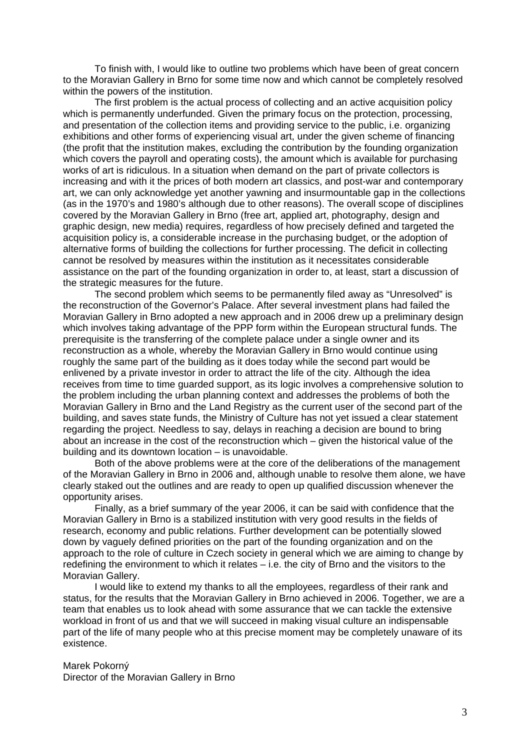To finish with, I would like to outline two problems which have been of great concern to the Moravian Gallery in Brno for some time now and which cannot be completely resolved within the powers of the institution.

The first problem is the actual process of collecting and an active acquisition policy which is permanently underfunded. Given the primary focus on the protection, processing, and presentation of the collection items and providing service to the public, i.e. organizing exhibitions and other forms of experiencing visual art, under the given scheme of financing (the profit that the institution makes, excluding the contribution by the founding organization which covers the payroll and operating costs), the amount which is available for purchasing works of art is ridiculous. In a situation when demand on the part of private collectors is increasing and with it the prices of both modern art classics, and post-war and contemporary art, we can only acknowledge yet another yawning and insurmountable gap in the collections (as in the 1970's and 1980's although due to other reasons). The overall scope of disciplines covered by the Moravian Gallery in Brno (free art, applied art, photography, design and graphic design, new media) requires, regardless of how precisely defined and targeted the acquisition policy is, a considerable increase in the purchasing budget, or the adoption of alternative forms of building the collections for further processing. The deficit in collecting cannot be resolved by measures within the institution as it necessitates considerable assistance on the part of the founding organization in order to, at least, start a discussion of the strategic measures for the future.

The second problem which seems to be permanently filed away as "Unresolved" is the reconstruction of the Governor's Palace. After several investment plans had failed the Moravian Gallery in Brno adopted a new approach and in 2006 drew up a preliminary design which involves taking advantage of the PPP form within the European structural funds. The prerequisite is the transferring of the complete palace under a single owner and its reconstruction as a whole, whereby the Moravian Gallery in Brno would continue using roughly the same part of the building as it does today while the second part would be enlivened by a private investor in order to attract the life of the city. Although the idea receives from time to time guarded support, as its logic involves a comprehensive solution to the problem including the urban planning context and addresses the problems of both the Moravian Gallery in Brno and the Land Registry as the current user of the second part of the building, and saves state funds, the Ministry of Culture has not yet issued a clear statement regarding the project. Needless to say, delays in reaching a decision are bound to bring about an increase in the cost of the reconstruction which – given the historical value of the building and its downtown location – is unavoidable.

Both of the above problems were at the core of the deliberations of the management of the Moravian Gallery in Brno in 2006 and, although unable to resolve them alone, we have clearly staked out the outlines and are ready to open up qualified discussion whenever the opportunity arises.

Finally, as a brief summary of the year 2006, it can be said with confidence that the Moravian Gallery in Brno is a stabilized institution with very good results in the fields of research, economy and public relations. Further development can be potentially slowed down by vaguely defined priorities on the part of the founding organization and on the approach to the role of culture in Czech society in general which we are aiming to change by redefining the environment to which it relates – i.e. the city of Brno and the visitors to the Moravian Gallery.

I would like to extend my thanks to all the employees, regardless of their rank and status, for the results that the Moravian Gallery in Brno achieved in 2006. Together, we are a team that enables us to look ahead with some assurance that we can tackle the extensive workload in front of us and that we will succeed in making visual culture an indispensable part of the life of many people who at this precise moment may be completely unaware of its existence.

Marek Pokorný
Director of the Moravian Gallery in Brno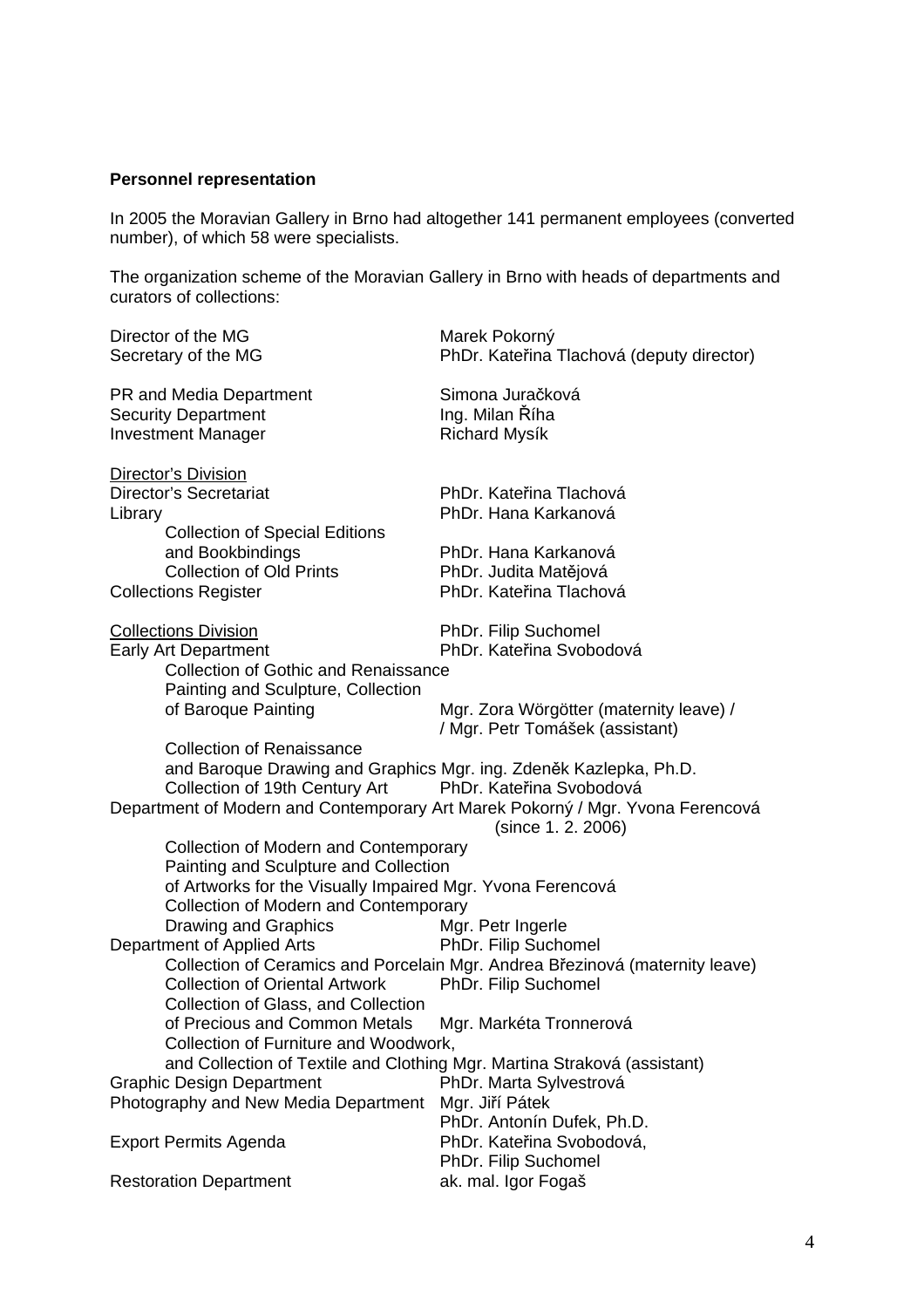**Personnel representation**

In 2005 the Moravian Gallery in Brno had altogether 141 permanent employees (converted number), of which 58 were specialists.

The organization scheme of the Moravian Gallery in Brno with heads of departments and curators of collections:

| | |
|---|---|
| Director of the MG | Marek Pokorný |
| Secretary of the MG | PhDr. Kateřina Tlachová (deputy director) |
| | |
| PR and Media Department | Simona Juračková |
| Security Department | Ing. Milan Říha |
| Investment Manager | Richard Mysík |
| | |
| <u>Director's Division</u> | |
| Director's Secretariat | PhDr. Kateřina Tlachová |
| Library | PhDr. Hana Karkanová |
| Collection of Special Editions and Bookbindings | PhDr. Hana Karkanová |
| Collection of Old Prints | PhDr. Judita Matějová |
| Collections Register | PhDr. Kateřina Tlachová |
| | |
| <u>Collections Division</u> | PhDr. Filip Suchomel |
| Early Art Department | PhDr. Kateřina Svobodová |
| Collection of Gothic and Renaissance Painting and Sculpture, Collection of Baroque Painting | Mgr. Zora Wörgötter (maternity leave) / / Mgr. Petr Tomášek (assistant) |
| Collection of Renaissance and Baroque Drawing and Graphics | Mgr. ing. Zdeněk Kazlepka, Ph.D. |
| Collection of 19th Century Art | PhDr. Kateřina Svobodová |
| Department of Modern and Contemporary Art | Marek Pokorný / Mgr. Yvona Ferencová (since 1. 2. 2006) |
| Collection of Modern and Contemporary Painting and Sculpture and Collection of Artworks for the Visually Impaired | Mgr. Yvona Ferencová |
| Collection of Modern and Contemporary Drawing and Graphics | Mgr. Petr Ingerle |
| Department of Applied Arts | PhDr. Filip Suchomel |
| Collection of Ceramics and Porcelain | Mgr. Andrea Březinová (maternity leave) |
| Collection of Oriental Artwork | PhDr. Filip Suchomel |
| Collection of Glass, and Collection of Precious and Common Metals | Mgr. Markéta Tronnerová |
| Collection of Furniture and Woodwork, and Collection of Textile and Clothing | Mgr. Martina Straková (assistant) |
| Graphic Design Department | PhDr. Marta Sylvestrová |
| Photography and New Media Department | Mgr. Jiří Pátek<br>PhDr. Antonín Dufek, Ph.D. |
| Export Permits Agenda | PhDr. Kateřina Svobodová,<br>PhDr. Filip Suchomel |
| Restoration Department | ak. mal. Igor Fogaš |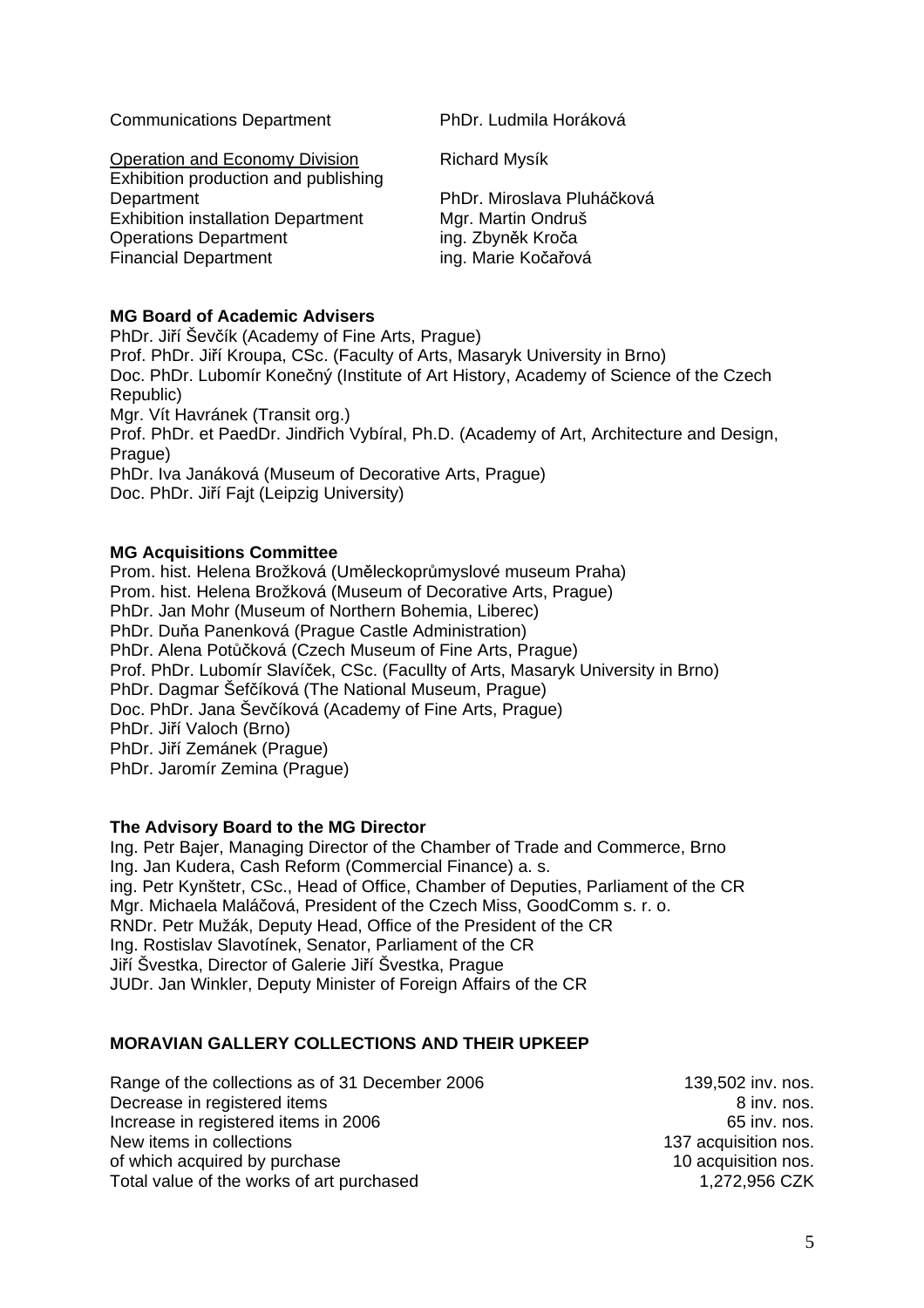| | |
|---|---|
| Communications Department | PhDr. Ludmila Horáková |
| Operation and Economy Division | Richard Mysík |
| Exhibition production and publishing Department | PhDr. Miroslava Pluháčková |
| Exhibition installation Department | Mgr. Martin Ondruš |
| Operations Department | ing. Zbyněk Kroča |
| Financial Department | ing. Marie Kočařová |

**MG Board of Academic Advisers**

PhDr. Jiří Ševčík (Academy of Fine Arts, Prague)
Prof. PhDr. Jiří Kroupa, CSc. (Faculty of Arts, Masaryk University in Brno)
Doc. PhDr. Lubomír Konečný (Institute of Art History, Academy of Science of the Czech Republic)
Mgr. Vít Havránek (Transit org.)
Prof. PhDr. et PaedDr. Jindřich Vybíral, Ph.D. (Academy of Art, Architecture and Design, Prague)
PhDr. Iva Janáková (Museum of Decorative Arts, Prague)
Doc. PhDr. Jiří Fajt (Leipzig University)

**MG Acquisitions Committee**

Prom. hist. Helena Brožková (Uměleckoprůmyslové museum Praha)
Prom. hist. Helena Brožková (Museum of Decorative Arts, Prague)
PhDr. Jan Mohr (Museum of Northern Bohemia, Liberec)
PhDr. Duňa Panenková (Prague Castle Administration)
PhDr. Alena Potůčková (Czech Museum of Fine Arts, Prague)
Prof. PhDr. Lubomír Slavíček, CSc. (Facullty of Arts, Masaryk University in Brno)
PhDr. Dagmar Šefčíková (The National Museum, Prague)
Doc. PhDr. Jana Ševčíková (Academy of Fine Arts, Prague)
PhDr. Jiří Valoch (Brno)
PhDr. Jiří Zemánek (Prague)
PhDr. Jaromír Zemina (Prague)

**The Advisory Board to the MG Director**

Ing. Petr Bajer, Managing Director of the Chamber of Trade and Commerce, Brno
Ing. Jan Kudera, Cash Reform (Commercial Finance) a. s.
ing. Petr Kynštetr, CSc., Head of Office, Chamber of Deputies, Parliament of the CR
Mgr. Michaela Maláčová, President of the Czech Miss, GoodComm s. r. o.
RNDr. Petr Mužák, Deputy Head, Office of the President of the CR
Ing. Rostislav Slavotínek, Senator, Parliament of the CR
Jiří Švestka, Director of Galerie Jiří Švestka, Prague
JUDr. Jan Winkler, Deputy Minister of Foreign Affairs of the CR

**MORAVIAN GALLERY COLLECTIONS AND THEIR UPKEEP**

| | |
|---|---:|
| Range of the collections as of 31 December 2006 | 139,502 inv. nos. |
| Decrease in registered items | 8 inv. nos. |
| Increase in registered items in 2006 | 65 inv. nos. |
| New items in collections | 137 acquisition nos. |
| of which acquired by purchase | 10 acquisition nos. |
| Total value of the works of art purchased | 1,272,956 CZK |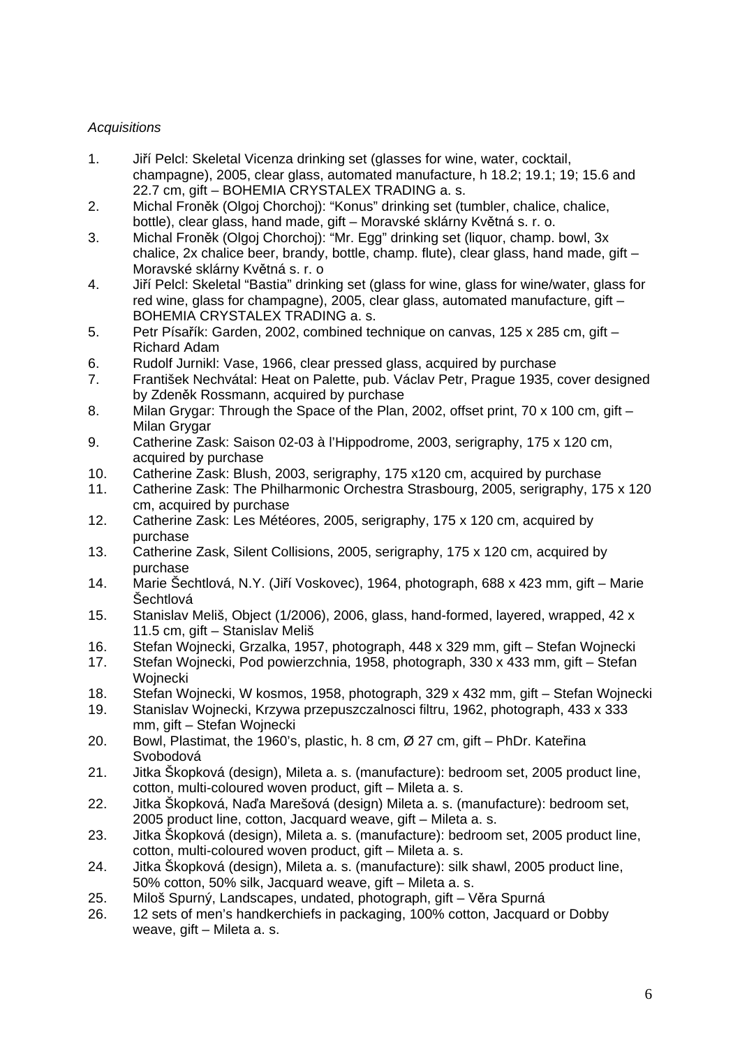*Acquisitions*

1. Jiří Pelcl: Skeletal Vicenza drinking set (glasses for wine, water, cocktail, champagne), 2005, clear glass, automated manufacture, h 18.2; 19.1; 19; 15.6 and 22.7 cm, gift – BOHEMIA CRYSTALEX TRADING a. s.
2. Michal Froněk (Olgoj Chorchoj): “Konus” drinking set (tumbler, chalice, chalice, bottle), clear glass, hand made, gift – Moravské sklárny Květná s. r. o.
3. Michal Froněk (Olgoj Chorchoj): “Mr. Egg” drinking set (liquor, champ. bowl, 3x chalice, 2x chalice beer, brandy, bottle, champ. flute), clear glass, hand made, gift – Moravské sklárny Květná s. r. o
4. Jiří Pelcl: Skeletal “Bastia” drinking set (glass for wine, glass for wine/water, glass for red wine, glass for champagne), 2005, clear glass, automated manufacture, gift – BOHEMIA CRYSTALEX TRADING a. s.
5. Petr Písařík: Garden, 2002, combined technique on canvas, 125 x 285 cm, gift – Richard Adam
6. Rudolf Jurnikl: Vase, 1966, clear pressed glass, acquired by purchase
7. František Nechvátal: Heat on Palette, pub. Václav Petr, Prague 1935, cover designed by Zdeněk Rossmann, acquired by purchase
8. Milan Grygar: Through the Space of the Plan, 2002, offset print, 70 x 100 cm, gift – Milan Grygar
9. Catherine Zask: Saison 02-03 à l’Hippodrome, 2003, serigraphy, 175 x 120 cm, acquired by purchase
10. Catherine Zask: Blush, 2003, serigraphy, 175 x120 cm, acquired by purchase
11. Catherine Zask: The Philharmonic Orchestra Strasbourg, 2005, serigraphy, 175 x 120 cm, acquired by purchase
12. Catherine Zask: Les Météores, 2005, serigraphy, 175 x 120 cm, acquired by purchase
13. Catherine Zask, Silent Collisions, 2005, serigraphy, 175 x 120 cm, acquired by purchase
14. Marie Šechtlová, N.Y. (Jiří Voskovec), 1964, photograph, 688 x 423 mm, gift – Marie Šechtlová
15. Stanislav Meliš, Object (1/2006), 2006, glass, hand-formed, layered, wrapped, 42 x 11.5 cm, gift – Stanislav Meliš
16. Stefan Wojnecki, Grzalka, 1957, photograph, 448 x 329 mm, gift – Stefan Wojnecki
17. Stefan Wojnecki, Pod powierzchnia, 1958, photograph, 330 x 433 mm, gift – Stefan Wojnecki
18. Stefan Wojnecki, W kosmos, 1958, photograph, 329 x 432 mm, gift – Stefan Wojnecki
19. Stanislav Wojnecki, Krzywa przepuszczalnosci filtru, 1962, photograph, 433 x 333 mm, gift – Stefan Wojnecki
20. Bowl, Plastimat, the 1960’s, plastic, h. 8 cm, Ø 27 cm, gift – PhDr. Kateřina Svobodová
21. Jitka Škopková (design), Mileta a. s. (manufacture): bedroom set, 2005 product line, cotton, multi-coloured woven product, gift – Mileta a. s.
22. Jitka Škopková, Naďa Marešová (design) Mileta a. s. (manufacture): bedroom set, 2005 product line, cotton, Jacquard weave, gift – Mileta a. s.
23. Jitka Škopková (design), Mileta a. s. (manufacture): bedroom set, 2005 product line, cotton, multi-coloured woven product, gift – Mileta a. s.
24. Jitka Škopková (design), Mileta a. s. (manufacture): silk shawl, 2005 product line, 50% cotton, 50% silk, Jacquard weave, gift – Mileta a. s.
25. Miloš Spurný, Landscapes, undated, photograph, gift – Věra Spurná
26. 12 sets of men’s handkerchiefs in packaging, 100% cotton, Jacquard or Dobby weave, gift – Mileta a. s.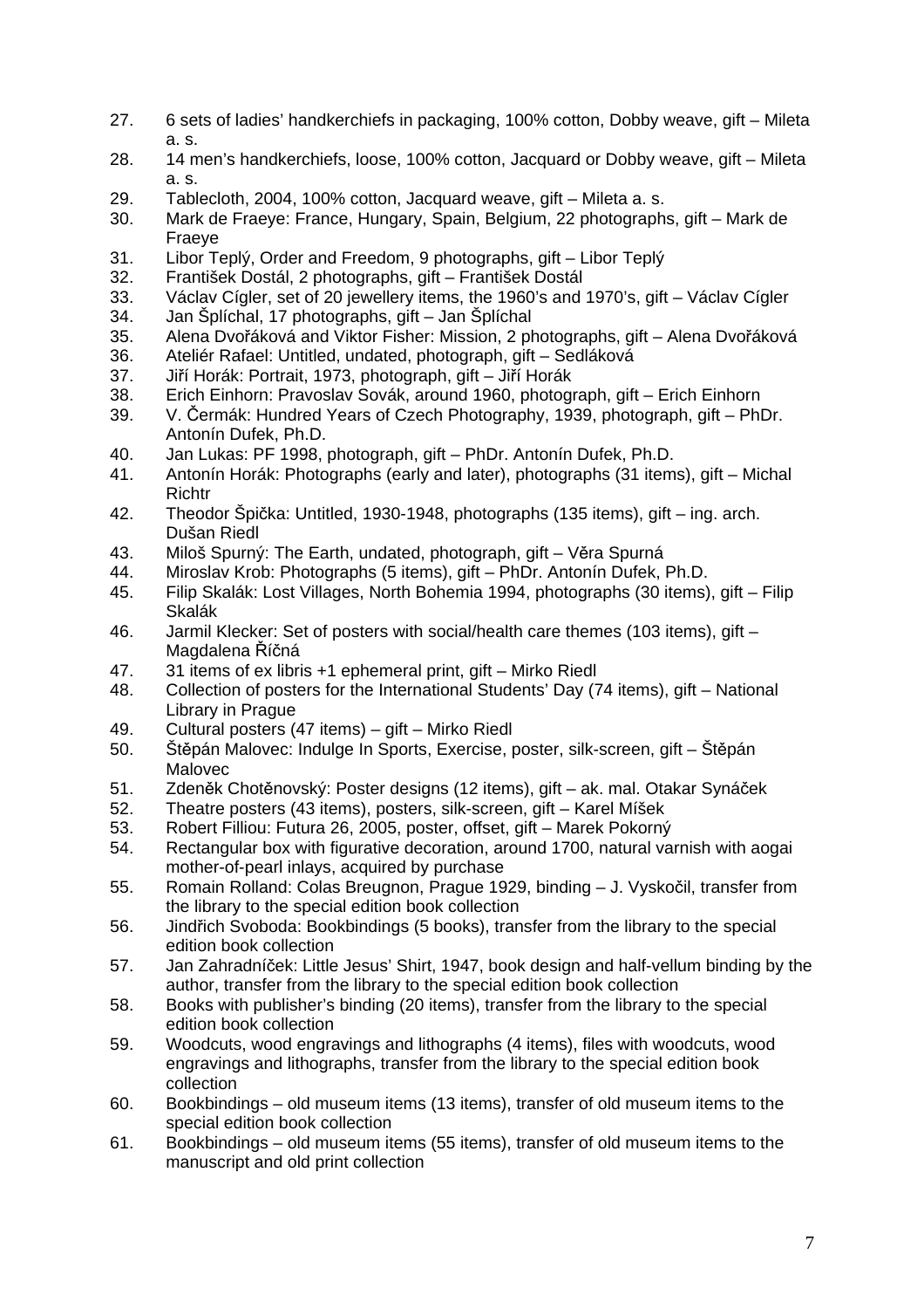27. 6 sets of ladies' handkerchiefs in packaging, 100% cotton, Dobby weave, gift – Mileta a. s.
28. 14 men's handkerchiefs, loose, 100% cotton, Jacquard or Dobby weave, gift – Mileta a. s.
29. Tablecloth, 2004, 100% cotton, Jacquard weave, gift – Mileta a. s.
30. Mark de Fraeye: France, Hungary, Spain, Belgium, 22 photographs, gift – Mark de Fraeye
31. Libor Teplý, Order and Freedom, 9 photographs, gift – Libor Teplý
32. František Dostál, 2 photographs, gift – František Dostál
33. Václav Cígler, set of 20 jewellery items, the 1960's and 1970's, gift – Václav Cígler
34. Jan Šplíchal, 17 photographs, gift – Jan Šplíchal
35. Alena Dvořáková and Viktor Fisher: Mission, 2 photographs, gift – Alena Dvořáková
36. Ateliér Rafael: Untitled, undated, photograph, gift – Sedláková
37. Jiří Horák: Portrait, 1973, photograph, gift – Jiří Horák
38. Erich Einhorn: Pravoslav Sovák, around 1960, photograph, gift – Erich Einhorn
39. V. Čermák: Hundred Years of Czech Photography, 1939, photograph, gift – PhDr. Antonín Dufek, Ph.D.
40. Jan Lukas: PF 1998, photograph, gift – PhDr. Antonín Dufek, Ph.D.
41. Antonín Horák: Photographs (early and later), photographs (31 items), gift – Michal Richtr
42. Theodor Špička: Untitled, 1930-1948, photographs (135 items), gift – ing. arch. Dušan Riedl
43. Miloš Spurný: The Earth, undated, photograph, gift – Věra Spurná
44. Miroslav Krob: Photographs (5 items), gift – PhDr. Antonín Dufek, Ph.D.
45. Filip Skalák: Lost Villages, North Bohemia 1994, photographs (30 items), gift – Filip Skalák
46. Jarmil Klecker: Set of posters with social/health care themes (103 items), gift – Magdalena Říčná
47. 31 items of ex libris +1 ephemeral print, gift – Mirko Riedl
48. Collection of posters for the International Students' Day (74 items), gift – National Library in Prague
49. Cultural posters (47 items) – gift – Mirko Riedl
50. Štěpán Malovec: Indulge In Sports, Exercise, poster, silk-screen, gift – Štěpán Malovec
51. Zdeněk Chotěnovský: Poster designs (12 items), gift – ak. mal. Otakar Synáček
52. Theatre posters (43 items), posters, silk-screen, gift – Karel Míšek
53. Robert Filliou: Futura 26, 2005, poster, offset, gift – Marek Pokorný
54. Rectangular box with figurative decoration, around 1700, natural varnish with aogai mother-of-pearl inlays, acquired by purchase
55. Romain Rolland: Colas Breugnon, Prague 1929, binding – J. Vyskočil, transfer from the library to the special edition book collection
56. Jindřich Svoboda: Bookbindings (5 books), transfer from the library to the special edition book collection
57. Jan Zahradníček: Little Jesus' Shirt, 1947, book design and half-vellum binding by the author, transfer from the library to the special edition book collection
58. Books with publisher's binding (20 items), transfer from the library to the special edition book collection
59. Woodcuts, wood engravings and lithographs (4 items), files with woodcuts, wood engravings and lithographs, transfer from the library to the special edition book collection
60. Bookbindings – old museum items (13 items), transfer of old museum items to the special edition book collection
61. Bookbindings – old museum items (55 items), transfer of old museum items to the manuscript and old print collection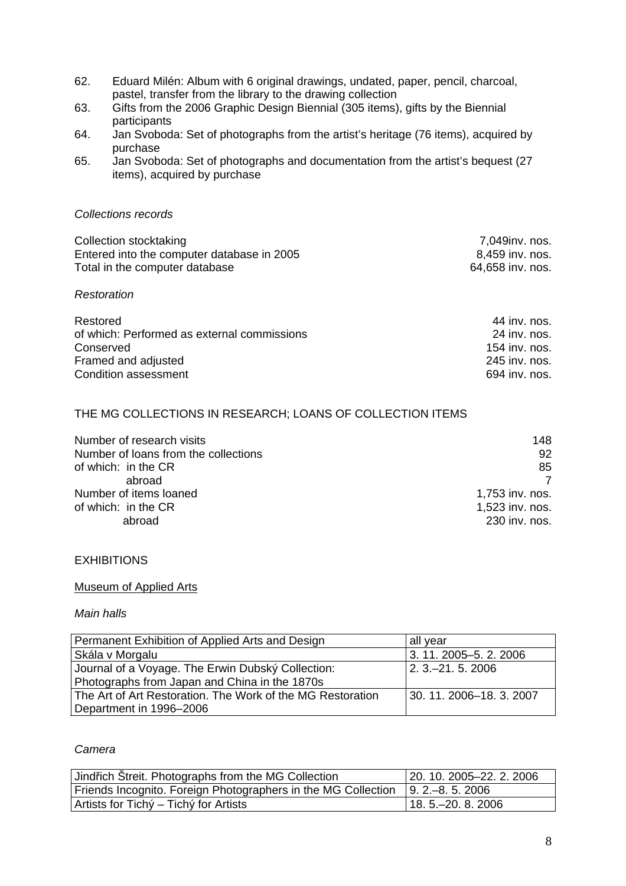62. Eduard Milén: Album with 6 original drawings, undated, paper, pencil, charcoal, pastel, transfer from the library to the drawing collection
63. Gifts from the 2006 Graphic Design Biennial (305 items), gifts by the Biennial participants
64. Jan Svoboda: Set of photographs from the artist's heritage (76 items), acquired by purchase
65. Jan Svoboda: Set of photographs and documentation from the artist's bequest (27 items), acquired by purchase

*Collections records*

| | |
|---|---|
| Collection stocktaking | 7,049inv. nos. |
| Entered into the computer database in 2005 | 8,459 inv. nos. |
| Total in the computer database | 64,658 inv. nos. |

*Restoration*

| | |
|---|---|
| Restored | 44 inv. nos. |
| of which: Performed as external commissions | 24 inv. nos. |
| Conserved | 154 inv. nos. |
| Framed and adjusted | 245 inv. nos. |
| Condition assessment | 694 inv. nos. |

THE MG COLLECTIONS IN RESEARCH; LOANS OF COLLECTION ITEMS

| | |
|---|---|
| Number of research visits | 148 |
| Number of loans from the collections | 92 |
| of which: in the CR | 85 |
| abroad | 7 |
| Number of items loaned | 1,753 inv. nos. |
| of which: in the CR | 1,523 inv. nos. |
| abroad | 230 inv. nos. |

EXHIBITIONS

Museum of Applied Arts

*Main halls*

| | |
|---|---|
| Permanent Exhibition of Applied Arts and Design | all year |
| Skála v Morgalu | 3. 11. 2005–5. 2. 2006 |
| Journal of a Voyage. The Erwin Dubský Collection: Photographs from Japan and China in the 1870s | 2. 3.–21. 5. 2006 |
| The Art of Art Restoration. The Work of the MG Restoration Department in 1996–2006 | 30. 11. 2006–18. 3. 2007 |

*Camera*

| | |
|---|---|
| Jindřich Štreit. Photographs from the MG Collection | 20. 10. 2005–22. 2. 2006 |
| Friends Incognito. Foreign Photographers in the MG Collection | 9. 2.–8. 5. 2006 |
| Artists for Tichý – Tichý for Artists | 18. 5.–20. 8. 2006 |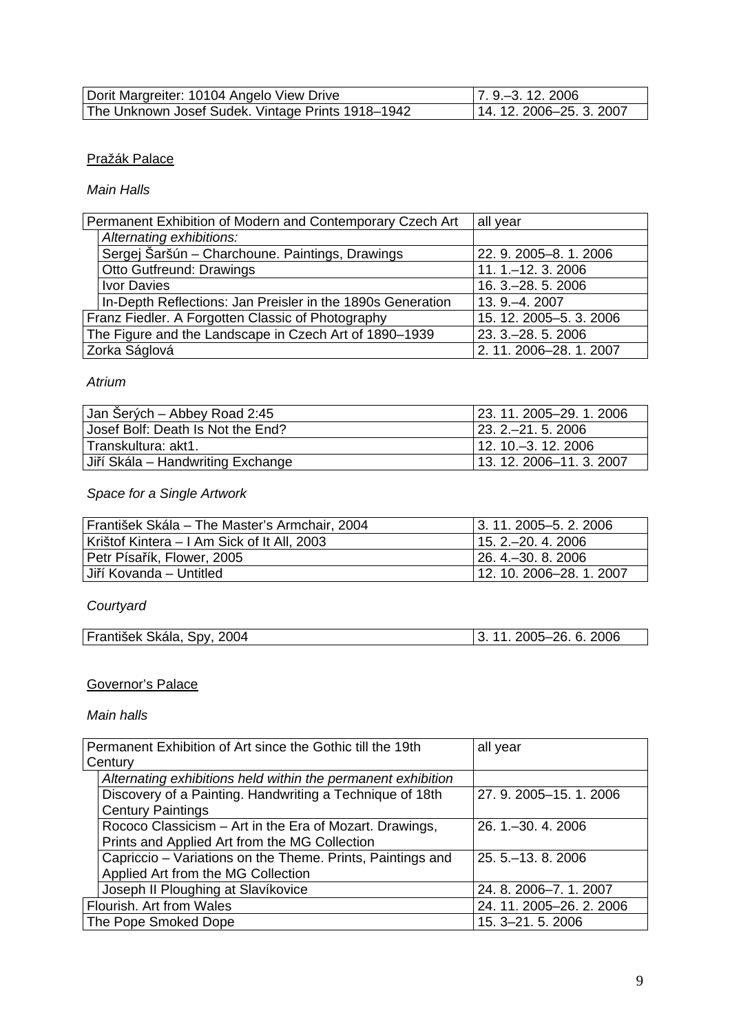| | |
|---|---|
| Dorit Margreiter: 10104 Angelo View Drive | 7. 9.–3. 12. 2006 |
| The Unknown Josef Sudek. Vintage Prints 1918–1942 | 14. 12. 2006–25. 3. 2007 |

Pražák Palace

*Main Halls*

| | |
|---|---|
| Permanent Exhibition of Modern and Contemporary Czech Art | all year |
| *Alternating exhibitions:* | |
| Sergej Šaršún – Charchoune. Paintings, Drawings | 22. 9. 2005–8. 1. 2006 |
| Otto Gutfreund: Drawings | 11. 1.–12. 3. 2006 |
| Ivor Davies | 16. 3.–28. 5. 2006 |
| In-Depth Reflections: Jan Preisler in the 1890s Generation | 13. 9.–4. 2007 |
| Franz Fiedler. A Forgotten Classic of Photography | 15. 12. 2005–5. 3. 2006 |
| The Figure and the Landscape in Czech Art of 1890–1939 | 23. 3.–28. 5. 2006 |
| Zorka Ságlová | 2. 11. 2006–28. 1. 2007 |

*Atrium*

| | |
|---|---|
| Jan Šerých – Abbey Road 2:45 | 23. 11. 2005–29. 1. 2006 |
| Josef Bolf: Death Is Not the End? | 23. 2.–21. 5. 2006 |
| Transkultura: akt1. | 12. 10.–3. 12. 2006 |
| Jiří Skála – Handwriting Exchange | 13. 12. 2006–11. 3. 2007 |

*Space for a Single Artwork*

| | |
|---|---|
| František Skála – The Master's Armchair, 2004 | 3. 11. 2005–5. 2. 2006 |
| Krištof Kintera – I Am Sick of It All, 2003 | 15. 2.–20. 4. 2006 |
| Petr Písařík, Flower, 2005 | 26. 4.–30. 8. 2006 |
| Jiří Kovanda – Untitled | 12. 10. 2006–28. 1. 2007 |

*Courtyard*

| | |
|---|---|
| František Skála, Spy, 2004 | 3. 11. 2005–26. 6. 2006 |

Governor's Palace

*Main halls*

| | |
|---|---|
| Permanent Exhibition of Art since the Gothic till the 19th Century | all year |
| *Alternating exhibitions held within the permanent exhibition* | |
| Discovery of a Painting. Handwriting a Technique of 18th Century Paintings | 27. 9. 2005–15. 1. 2006 |
| Rococo Classicism – Art in the Era of Mozart. Drawings, Prints and Applied Art from the MG Collection | 26. 1.–30. 4. 2006 |
| Capriccio – Variations on the Theme. Prints, Paintings and Applied Art from the MG Collection | 25. 5.–13. 8. 2006 |
| Joseph II Ploughing at Slavíkovice | 24. 8. 2006–7. 1. 2007 |
| Flourish. Art from Wales | 24. 11. 2005–26. 2. 2006 |
| The Pope Smoked Dope | 15. 3–21. 5. 2006 |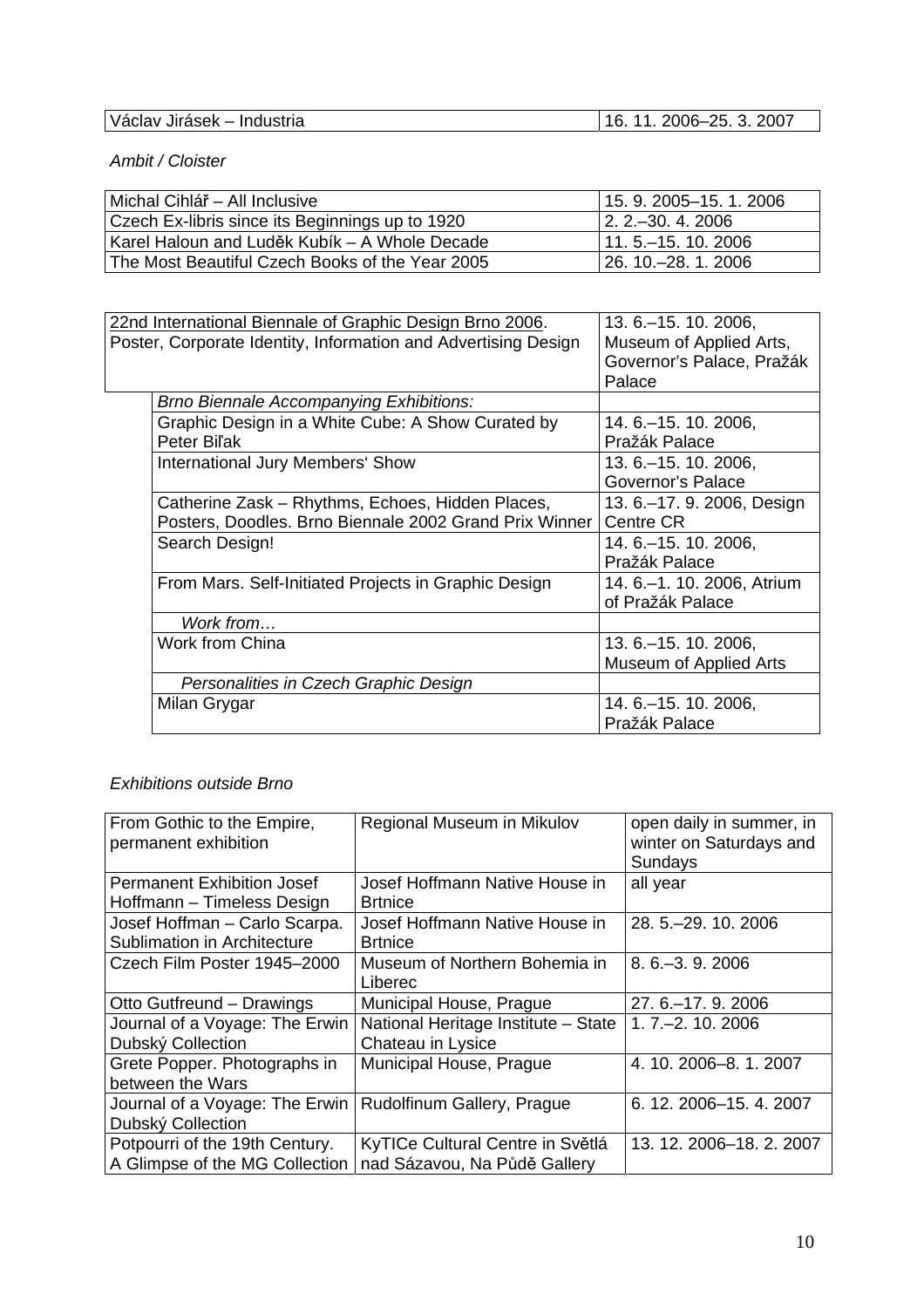| Václav Jirásek – Industria | 16. 11. 2006–25. 3. 2007 |
|---|---|

*Ambit / Cloister*

| Michal Cihlář – All Inclusive | 15. 9. 2005–15. 1. 2006 |
|---|---|
| Czech Ex-libris since its Beginnings up to 1920 | 2. 2.–30. 4. 2006 |
| Karel Haloun and Luděk Kubík – A Whole Decade | 11. 5.–15. 10. 2006 |
| The Most Beautiful Czech Books of the Year 2005 | 26. 10.–28. 1. 2006 |

| 22nd International Biennale of Graphic Design Brno 2006. Poster, Corporate Identity, Information and Advertising Design | 13. 6.–15. 10. 2006, Museum of Applied Arts, Governor's Palace, Pražák Palace |
|---|---|
| *Brno Biennale Accompanying Exhibitions:* | |
| Graphic Design in a White Cube: A Show Curated by Peter Biľak | 14. 6.–15. 10. 2006, Pražák Palace |
| International Jury Members' Show | 13. 6.–15. 10. 2006, Governor's Palace |
| Catherine Zask – Rhythms, Echoes, Hidden Places, Posters, Doodles. Brno Biennale 2002 Grand Prix Winner | 13. 6.–17. 9. 2006, Design Centre CR |
| Search Design! | 14. 6.–15. 10. 2006, Pražák Palace |
| From Mars. Self-Initiated Projects in Graphic Design | 14. 6.–1. 10. 2006, Atrium of Pražák Palace |
| *Work from…* | |
| Work from China | 13. 6.–15. 10. 2006, Museum of Applied Arts |
| *Personalities in Czech Graphic Design* | |
| Milan Grygar | 14. 6.–15. 10. 2006, Pražák Palace |

*Exhibitions outside Brno*

| From Gothic to the Empire, permanent exhibition | Regional Museum in Mikulov | open daily in summer, in winter on Saturdays and Sundays |
|---|---|---|
| Permanent Exhibition Josef Hoffmann – Timeless Design | Josef Hoffmann Native House in Brtnice | all year |
| Josef Hoffman – Carlo Scarpa. Sublimation in Architecture | Josef Hoffmann Native House in Brtnice | 28. 5.–29. 10. 2006 |
| Czech Film Poster 1945–2000 | Museum of Northern Bohemia in Liberec | 8. 6.–3. 9. 2006 |
| Otto Gutfreund – Drawings | Municipal House, Prague | 27. 6.–17. 9. 2006 |
| Journal of a Voyage: The Erwin Dubský Collection | National Heritage Institute – State Chateau in Lysice | 1. 7.–2. 10. 2006 |
| Grete Popper. Photographs in between the Wars | Municipal House, Prague | 4. 10. 2006–8. 1. 2007 |
| Journal of a Voyage: The Erwin Dubský Collection | Rudolfinum Gallery, Prague | 6. 12. 2006–15. 4. 2007 |
| Potpourri of the 19th Century. A Glimpse of the MG Collection | KyTICe Cultural Centre in Světlá nad Sázavou, Na Půdě Gallery | 13. 12. 2006–18. 2. 2007 |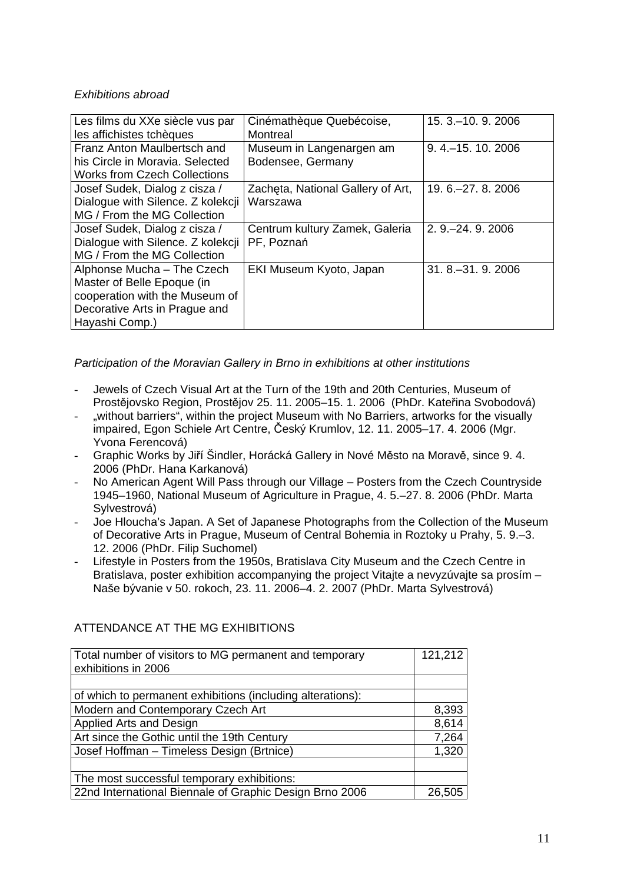*Exhibitions abroad*

| | | |
|---|---|---|
| Les films du XXe siècle vus par les affichistes tchèques | Cinémathèque Quebécoise, Montreal | 15. 3.–10. 9. 2006 |
| Franz Anton Maulbertsch and his Circle in Moravia. Selected Works from Czech Collections | Museum in Langenargen am Bodensee, Germany | 9. 4.–15. 10. 2006 |
| Josef Sudek, Dialog z cisza / Dialogue with Silence. Z kolekcji MG / From the MG Collection | Zachęta, National Gallery of Art, Warszawa | 19. 6.–27. 8. 2006 |
| Josef Sudek, Dialog z cisza / Dialogue with Silence. Z kolekcji MG / From the MG Collection | Centrum kultury Zamek, Galeria PF, Poznań | 2. 9.–24. 9. 2006 |
| Alphonse Mucha – The Czech Master of Belle Epoque (in cooperation with the Museum of Decorative Arts in Prague and Hayashi Comp.) | EKI Museum Kyoto, Japan | 31. 8.–31. 9. 2006 |

*Participation of the Moravian Gallery in Brno in exhibitions at other institutions*

- Jewels of Czech Visual Art at the Turn of the 19th and 20th Centuries, Museum of Prostějovsko Region, Prostějov 25. 11. 2005–15. 1. 2006 (PhDr. Kateřina Svobodová)
- „without barriers“, within the project Museum with No Barriers, artworks for the visually impaired, Egon Schiele Art Centre, Český Krumlov, 12. 11. 2005–17. 4. 2006 (Mgr. Yvona Ferencová)
- Graphic Works by Jiří Šindler, Horácká Gallery in Nové Město na Moravě, since 9. 4. 2006 (PhDr. Hana Karkanová)
- No American Agent Will Pass through our Village – Posters from the Czech Countryside 1945–1960, National Museum of Agriculture in Prague, 4. 5.–27. 8. 2006 (PhDr. Marta Sylvestrová)
- Joe Hloucha's Japan. A Set of Japanese Photographs from the Collection of the Museum of Decorative Arts in Prague, Museum of Central Bohemia in Roztoky u Prahy, 5. 9.–3. 12. 2006 (PhDr. Filip Suchomel)
- Lifestyle in Posters from the 1950s, Bratislava City Museum and the Czech Centre in Bratislava, poster exhibition accompanying the project Vitajte a nevyzúvajte sa prosím – Naše bývanie v 50. rokoch, 23. 11. 2006–4. 2. 2007 (PhDr. Marta Sylvestrová)

ATTENDANCE AT THE MG EXHIBITIONS

| | |
|---|---|
| Total number of visitors to MG permanent and temporary exhibitions in 2006 | 121,212 |
| | |
| of which to permanent exhibitions (including alterations): | |
| Modern and Contemporary Czech Art | 8,393 |
| Applied Arts and Design | 8,614 |
| Art since the Gothic until the 19th Century | 7,264 |
| Josef Hoffman – Timeless Design (Brtnice) | 1,320 |
| | |
| The most successful temporary exhibitions: | |
| 22nd International Biennale of Graphic Design Brno 2006 | 26,505 |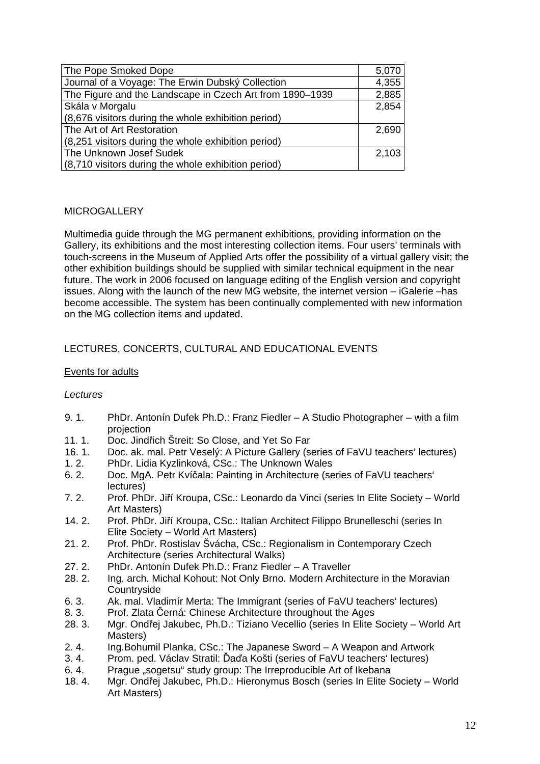| The Pope Smoked Dope | 5,070 |
|---|---|
| Journal of a Voyage: The Erwin Dubský Collection | 4,355 |
| The Figure and the Landscape in Czech Art from 1890–1939 | 2,885 |
| Skála v Morgalu (8,676 visitors during the whole exhibition period) | 2,854 |
| The Art of Art Restoration (8,251 visitors during the whole exhibition period) | 2,690 |
| The Unknown Josef Sudek (8,710 visitors during the whole exhibition period) | 2,103 |

MICROGALLERY

Multimedia guide through the MG permanent exhibitions, providing information on the Gallery, its exhibitions and the most interesting collection items. Four users' terminals with touch-screens in the Museum of Applied Arts offer the possibility of a virtual gallery visit; the other exhibition buildings should be supplied with similar technical equipment in the near future. The work in 2006 focused on language editing of the English version and copyright issues. Along with the launch of the new MG website, the internet version – iGalerie –has become accessible. The system has been continually complemented with new information on the MG collection items and updated.

LECTURES, CONCERTS, CULTURAL AND EDUCATIONAL EVENTS

Events for adults

*Lectures*

- 9. 1. PhDr. Antonín Dufek Ph.D.: Franz Fiedler – A Studio Photographer – with a film projection
- 11. 1. Doc. Jindřich Štreit: So Close, and Yet So Far
- 16. 1. Doc. ak. mal. Petr Veselý: A Picture Gallery (series of FaVU teachers' lectures)
- 1. 2. PhDr. Lidia Kyzlinková, CSc.: The Unknown Wales
- 6. 2. Doc. MgA. Petr Kvíčala: Painting in Architecture (series of FaVU teachers' lectures)
- 7. 2. Prof. PhDr. Jiří Kroupa, CSc.: Leonardo da Vinci (series In Elite Society – World Art Masters)
- 14. 2. Prof. PhDr. Jiří Kroupa, CSc.: Italian Architect Filippo Brunelleschi (series In Elite Society – World Art Masters)
- 21. 2. Prof. PhDr. Rostislav Švácha, CSc.: Regionalism in Contemporary Czech Architecture (series Architectural Walks)
- 27. 2. PhDr. Antonín Dufek Ph.D.: Franz Fiedler – A Traveller
- 28. 2. Ing. arch. Michal Kohout: Not Only Brno. Modern Architecture in the Moravian Countryside
- 6. 3. Ak. mal. Vladimír Merta: The Immigrant (series of FaVU teachers' lectures)
- 8. 3. Prof. Zlata Černá: Chinese Architecture throughout the Ages
- 28. 3. Mgr. Ondřej Jakubec, Ph.D.: Tiziano Vecellio (series In Elite Society – World Art Masters)
- 2. 4. Ing.Bohumil Planka, CSc.: The Japanese Sword – A Weapon and Artwork
- 3. 4. Prom. ped. Václav Stratil: Ďaďa Košti (series of FaVU teachers' lectures)
- 6. 4. Prague „sogetsu" study group: The Irreproducible Art of Ikebana
- 18. 4. Mgr. Ondřej Jakubec, Ph.D.: Hieronymus Bosch (series In Elite Society – World Art Masters)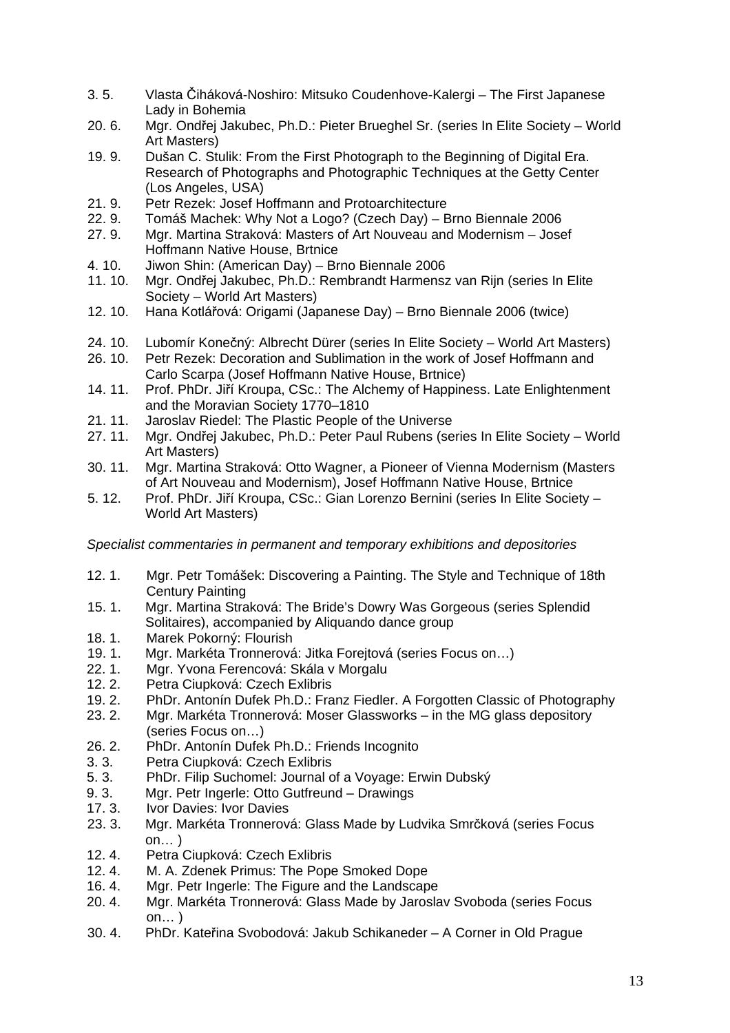3. 5. Vlasta Čiháková-Noshiro: Mitsuko Coudenhove-Kalergi – The First Japanese Lady in Bohemia
20. 6. Mgr. Ondřej Jakubec, Ph.D.: Pieter Brueghel Sr. (series In Elite Society – World Art Masters)
19. 9. Dušan C. Stulik: From the First Photograph to the Beginning of Digital Era. Research of Photographs and Photographic Techniques at the Getty Center (Los Angeles, USA)
21. 9. Petr Rezek: Josef Hoffmann and Protoarchitecture
22. 9. Tomáš Machek: Why Not a Logo? (Czech Day) – Brno Biennale 2006
27. 9. Mgr. Martina Straková: Masters of Art Nouveau and Modernism – Josef Hoffmann Native House, Brtnice
4. 10. Jiwon Shin: (American Day) – Brno Biennale 2006
11. 10. Mgr. Ondřej Jakubec, Ph.D.: Rembrandt Harmensz van Rijn (series In Elite Society – World Art Masters)
12. 10. Hana Kotlářová: Origami (Japanese Day) – Brno Biennale 2006 (twice)

24. 10. Lubomír Konečný: Albrecht Dürer (series In Elite Society – World Art Masters)
26. 10. Petr Rezek: Decoration and Sublimation in the work of Josef Hoffmann and Carlo Scarpa (Josef Hoffmann Native House, Brtnice)
14. 11. Prof. PhDr. Jiří Kroupa, CSc.: The Alchemy of Happiness. Late Enlightenment and the Moravian Society 1770–1810
21. 11. Jaroslav Riedel: The Plastic People of the Universe
27. 11. Mgr. Ondřej Jakubec, Ph.D.: Peter Paul Rubens (series In Elite Society – World Art Masters)
30. 11. Mgr. Martina Straková: Otto Wagner, a Pioneer of Vienna Modernism (Masters of Art Nouveau and Modernism), Josef Hoffmann Native House, Brtnice
5. 12. Prof. PhDr. Jiří Kroupa, CSc.: Gian Lorenzo Bernini (series In Elite Society – World Art Masters)

*Specialist commentaries in permanent and temporary exhibitions and depositories*

12. 1. Mgr. Petr Tomášek: Discovering a Painting. The Style and Technique of 18th Century Painting
15. 1. Mgr. Martina Straková: The Bride's Dowry Was Gorgeous (series Splendid Solitaires), accompanied by Aliquando dance group
18. 1. Marek Pokorný: Flourish
19. 1. Mgr. Markéta Tronnerová: Jitka Forejtová (series Focus on…)
22. 1. Mgr. Yvona Ferencová: Skála v Morgalu
12. 2. Petra Ciupková: Czech Exlibris
19. 2. PhDr. Antonín Dufek Ph.D.: Franz Fiedler. A Forgotten Classic of Photography
23. 2. Mgr. Markéta Tronnerová: Moser Glassworks – in the MG glass depository (series Focus on…)
26. 2. PhDr. Antonín Dufek Ph.D.: Friends Incognito
3. 3. Petra Ciupková: Czech Exlibris
5. 3. PhDr. Filip Suchomel: Journal of a Voyage: Erwin Dubský
9. 3. Mgr. Petr Ingerle: Otto Gutfreund – Drawings
17. 3. Ivor Davies: Ivor Davies
23. 3. Mgr. Markéta Tronnerová: Glass Made by Ludvika Smrčková (series Focus on… )
12. 4. Petra Ciupková: Czech Exlibris
12. 4. M. A. Zdenek Primus: The Pope Smoked Dope
16. 4. Mgr. Petr Ingerle: The Figure and the Landscape
20. 4. Mgr. Markéta Tronnerová: Glass Made by Jaroslav Svoboda (series Focus on… )
30. 4. PhDr. Kateřina Svobodová: Jakub Schikaneder – A Corner in Old Prague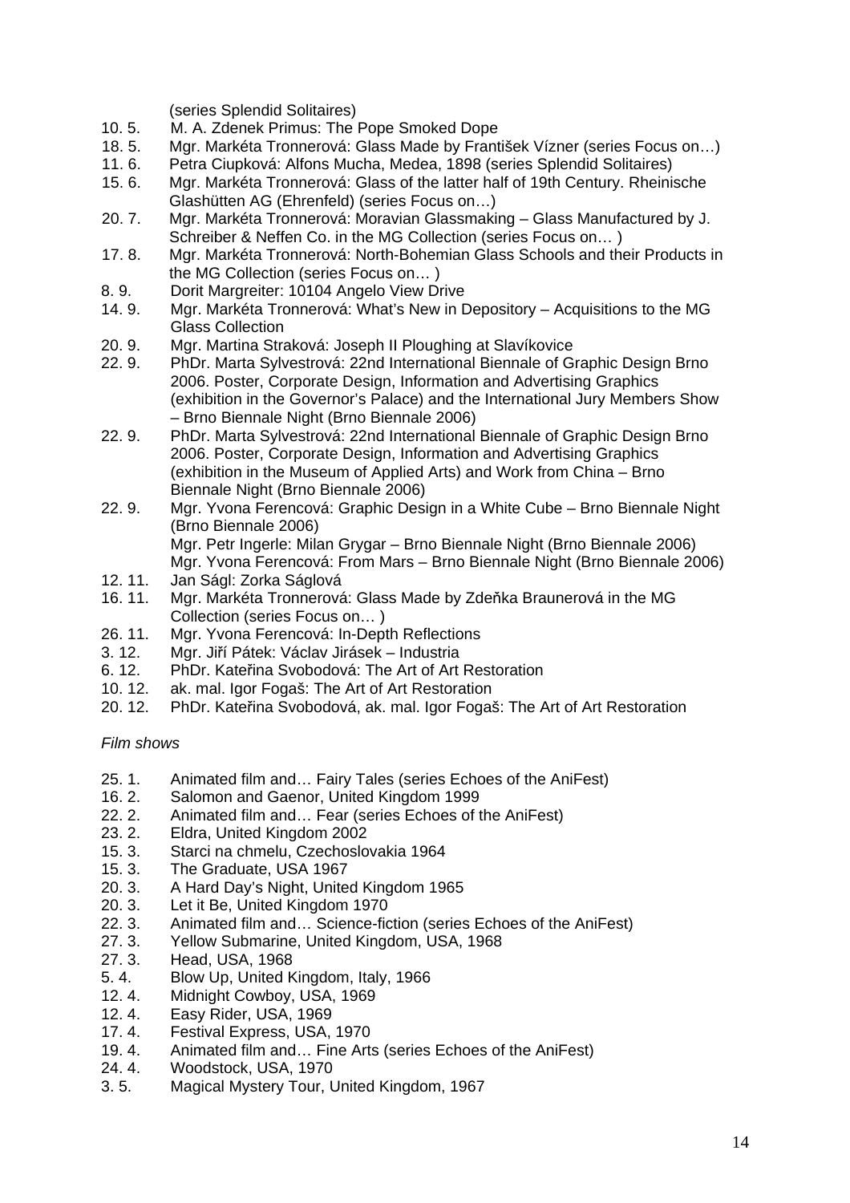(series Splendid Solitaires)

10. 5. M. A. Zdenek Primus: The Pope Smoked Dope
18. 5. Mgr. Markéta Tronnerová: Glass Made by František Vízner (series Focus on…)
11. 6. Petra Ciupková: Alfons Mucha, Medea, 1898 (series Splendid Solitaires)
15. 6. Mgr. Markéta Tronnerová: Glass of the latter half of 19th Century. Rheinische Glashütten AG (Ehrenfeld) (series Focus on…)
20. 7. Mgr. Markéta Tronnerová: Moravian Glassmaking – Glass Manufactured by J. Schreiber & Neffen Co. in the MG Collection (series Focus on… )
17. 8. Mgr. Markéta Tronnerová: North-Bohemian Glass Schools and their Products in the MG Collection (series Focus on… )
8. 9. Dorit Margreiter: 10104 Angelo View Drive
14. 9. Mgr. Markéta Tronnerová: What's New in Depository – Acquisitions to the MG Glass Collection
20. 9. Mgr. Martina Straková: Joseph II Ploughing at Slavíkovice
22. 9. PhDr. Marta Sylvestrová: 22nd International Biennale of Graphic Design Brno 2006. Poster, Corporate Design, Information and Advertising Graphics (exhibition in the Governor's Palace) and the International Jury Members Show – Brno Biennale Night (Brno Biennale 2006)
22. 9. PhDr. Marta Sylvestrová: 22nd International Biennale of Graphic Design Brno 2006. Poster, Corporate Design, Information and Advertising Graphics (exhibition in the Museum of Applied Arts) and Work from China – Brno Biennale Night (Brno Biennale 2006)
22. 9. Mgr. Yvona Ferencová: Graphic Design in a White Cube – Brno Biennale Night (Brno Biennale 2006)
Mgr. Petr Ingerle: Milan Grygar – Brno Biennale Night (Brno Biennale 2006)
Mgr. Yvona Ferencová: From Mars – Brno Biennale Night (Brno Biennale 2006)
12. 11. Jan Ságl: Zorka Ságlová
16. 11. Mgr. Markéta Tronnerová: Glass Made by Zdeňka Braunerová in the MG Collection (series Focus on… )
26. 11. Mgr. Yvona Ferencová: In-Depth Reflections
3. 12. Mgr. Jiří Pátek: Václav Jirásek – Industria
6. 12. PhDr. Kateřina Svobodová: The Art of Art Restoration
10. 12. ak. mal. Igor Fogaš: The Art of Art Restoration
20. 12. PhDr. Kateřina Svobodová, ak. mal. Igor Fogaš: The Art of Art Restoration

*Film shows*

25. 1. Animated film and… Fairy Tales (series Echoes of the AniFest)
16. 2. Salomon and Gaenor, United Kingdom 1999
22. 2. Animated film and… Fear (series Echoes of the AniFest)
23. 2. Eldra, United Kingdom 2002
15. 3. Starci na chmelu, Czechoslovakia 1964
15. 3. The Graduate, USA 1967
20. 3. A Hard Day's Night, United Kingdom 1965
20. 3. Let it Be, United Kingdom 1970
22. 3. Animated film and… Science-fiction (series Echoes of the AniFest)
27. 3. Yellow Submarine, United Kingdom, USA, 1968
27. 3. Head, USA, 1968
5. 4. Blow Up, United Kingdom, Italy, 1966
12. 4. Midnight Cowboy, USA, 1969
12. 4. Easy Rider, USA, 1969
17. 4. Festival Express, USA, 1970
19. 4. Animated film and… Fine Arts (series Echoes of the AniFest)
24. 4. Woodstock, USA, 1970
3. 5. Magical Mystery Tour, United Kingdom, 1967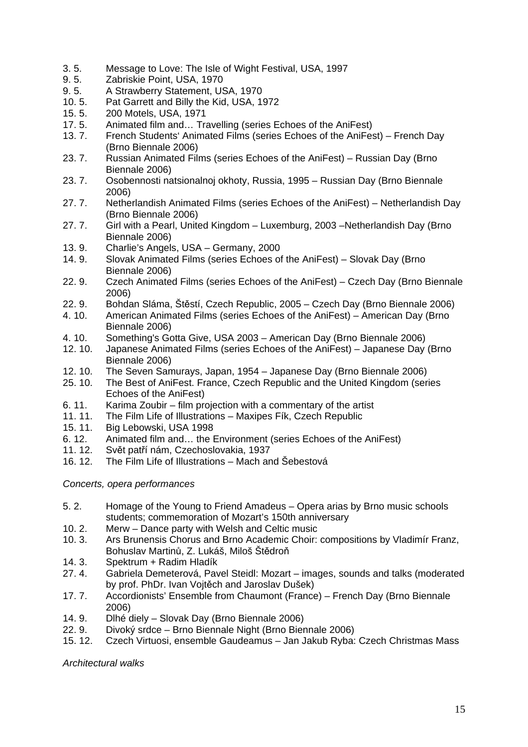3. 5. Message to Love: The Isle of Wight Festival, USA, 1997
9. 5. Zabriskie Point, USA, 1970
9. 5. A Strawberry Statement, USA, 1970
10. 5. Pat Garrett and Billy the Kid, USA, 1972
15. 5. 200 Motels, USA, 1971
17. 5. Animated film and… Travelling (series Echoes of the AniFest)
13. 7. French Students' Animated Films (series Echoes of the AniFest) – French Day (Brno Biennale 2006)
23. 7. Russian Animated Films (series Echoes of the AniFest) – Russian Day (Brno Biennale 2006)
23. 7. Osobennosti natsionalnoj okhoty, Russia, 1995 – Russian Day (Brno Biennale 2006)
27. 7. Netherlandish Animated Films (series Echoes of the AniFest) – Netherlandish Day (Brno Biennale 2006)
27. 7. Girl with a Pearl, United Kingdom – Luxemburg, 2003 –Netherlandish Day (Brno Biennale 2006)
13. 9. Charlie's Angels, USA – Germany, 2000
14. 9. Slovak Animated Films (series Echoes of the AniFest) – Slovak Day (Brno Biennale 2006)
22. 9. Czech Animated Films (series Echoes of the AniFest) – Czech Day (Brno Biennale 2006)
22. 9. Bohdan Sláma, Štěstí, Czech Republic, 2005 – Czech Day (Brno Biennale 2006)
4. 10. American Animated Films (series Echoes of the AniFest) – American Day (Brno Biennale 2006)
4. 10. Something's Gotta Give, USA 2003 – American Day (Brno Biennale 2006)
12. 10. Japanese Animated Films (series Echoes of the AniFest) – Japanese Day (Brno Biennale 2006)
12. 10. The Seven Samurays, Japan, 1954 – Japanese Day (Brno Biennale 2006)
25. 10. The Best of AniFest. France, Czech Republic and the United Kingdom (series Echoes of the AniFest)
6. 11. Karima Zoubir – film projection with a commentary of the artist
11. 11. The Film Life of Illustrations – Maxipes Fík, Czech Republic
15. 11. Big Lebowski, USA 1998
6. 12. Animated film and… the Environment (series Echoes of the AniFest)
11. 12. Svět patří nám, Czechoslovakia, 1937
16. 12. The Film Life of Illustrations – Mach and Šebestová

*Concerts, opera performances*

5. 2. Homage of the Young to Friend Amadeus – Opera arias by Brno music schools students; commemoration of Mozart's 150th anniversary
10. 2. Merw – Dance party with Welsh and Celtic music
10. 3. Ars Brunensis Chorus and Brno Academic Choir: compositions by Vladimír Franz, Bohuslav Martinů, Z. Lukáš, Miloš Štědroň
14. 3. Spektrum + Radim Hladík
27. 4. Gabriela Demeterová, Pavel Steidl: Mozart – images, sounds and talks (moderated by prof. PhDr. Ivan Vojtěch and Jaroslav Dušek)
17. 7. Accordionists' Ensemble from Chaumont (France) – French Day (Brno Biennale 2006)
14. 9. Dlhé diely – Slovak Day (Brno Biennale 2006)
22. 9. Divoký srdce – Brno Biennale Night (Brno Biennale 2006)
15. 12. Czech Virtuosi, ensemble Gaudeamus – Jan Jakub Ryba: Czech Christmas Mass

*Architectural walks*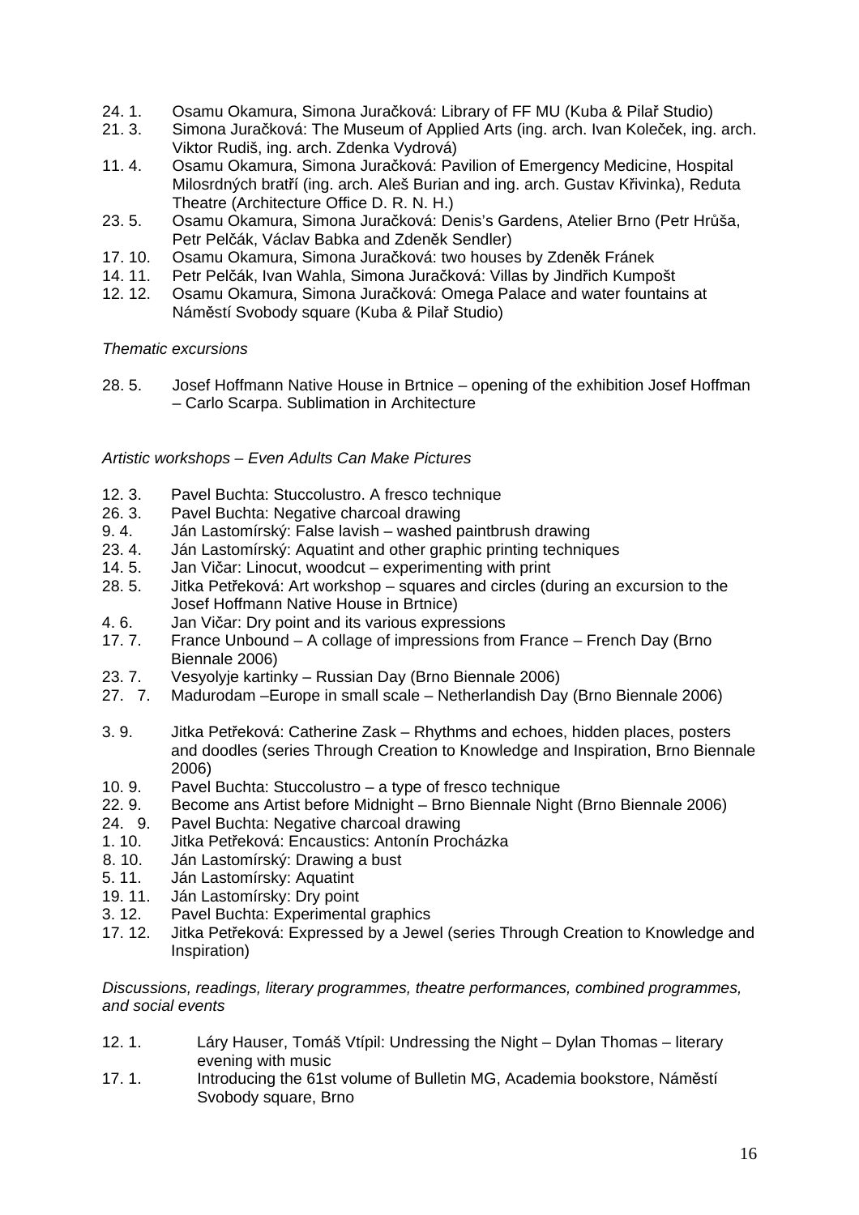24. 1. Osamu Okamura, Simona Juračková: Library of FF MU (Kuba & Pilař Studio)
21. 3. Simona Juračková: The Museum of Applied Arts (ing. arch. Ivan Koleček, ing. arch. Viktor Rudiš, ing. arch. Zdenka Vydrová)
11. 4. Osamu Okamura, Simona Juračková: Pavilion of Emergency Medicine, Hospital Milosrdných bratří (ing. arch. Aleš Burian and ing. arch. Gustav Křivinka), Reduta Theatre (Architecture Office D. R. N. H.)
23. 5. Osamu Okamura, Simona Juračková: Denis's Gardens, Atelier Brno (Petr Hrůša, Petr Pelčák, Václav Babka and Zdeněk Sendler)
17. 10. Osamu Okamura, Simona Juračková: two houses by Zdeněk Fránek
14. 11. Petr Pelčák, Ivan Wahla, Simona Juračková: Villas by Jindřich Kumpošt
12. 12. Osamu Okamura, Simona Juračková: Omega Palace and water fountains at Náměstí Svobody square (Kuba & Pilař Studio)

*Thematic excursions*

28. 5. Josef Hoffmann Native House in Brtnice – opening of the exhibition Josef Hoffman – Carlo Scarpa. Sublimation in Architecture

*Artistic workshops – Even Adults Can Make Pictures*

12. 3. Pavel Buchta: Stuccolustro. A fresco technique
26. 3. Pavel Buchta: Negative charcoal drawing
9. 4. Ján Lastomírský: False lavish – washed paintbrush drawing
23. 4. Ján Lastomírský: Aquatint and other graphic printing techniques
14. 5. Jan Vičar: Linocut, woodcut – experimenting with print
28. 5. Jitka Petřeková: Art workshop – squares and circles (during an excursion to the Josef Hoffmann Native House in Brtnice)
4. 6. Jan Vičar: Dry point and its various expressions
17. 7. France Unbound – A collage of impressions from France – French Day (Brno Biennale 2006)
23. 7. Vesyolyje kartinky – Russian Day (Brno Biennale 2006)
27. 7. Madurodam –Europe in small scale – Netherlandish Day (Brno Biennale 2006)

3. 9. Jitka Petřeková: Catherine Zask – Rhythms and echoes, hidden places, posters and doodles (series Through Creation to Knowledge and Inspiration, Brno Biennale 2006)
10. 9. Pavel Buchta: Stuccolustro – a type of fresco technique
22. 9. Become ans Artist before Midnight – Brno Biennale Night (Brno Biennale 2006)
24. 9. Pavel Buchta: Negative charcoal drawing
1. 10. Jitka Petřeková: Encaustics: Antonín Procházka
8. 10. Ján Lastomírský: Drawing a bust
5. 11. Ján Lastomírsky: Aquatint
19. 11. Ján Lastomírsky: Dry point
3. 12. Pavel Buchta: Experimental graphics
17. 12. Jitka Petřeková: Expressed by a Jewel (series Through Creation to Knowledge and Inspiration)

*Discussions, readings, literary programmes, theatre performances, combined programmes, and social events*

12. 1. Láry Hauser, Tomáš Vtípil: Undressing the Night – Dylan Thomas – literary evening with music
17. 1. Introducing the 61st volume of Bulletin MG, Academia bookstore, Náměstí Svobody square, Brno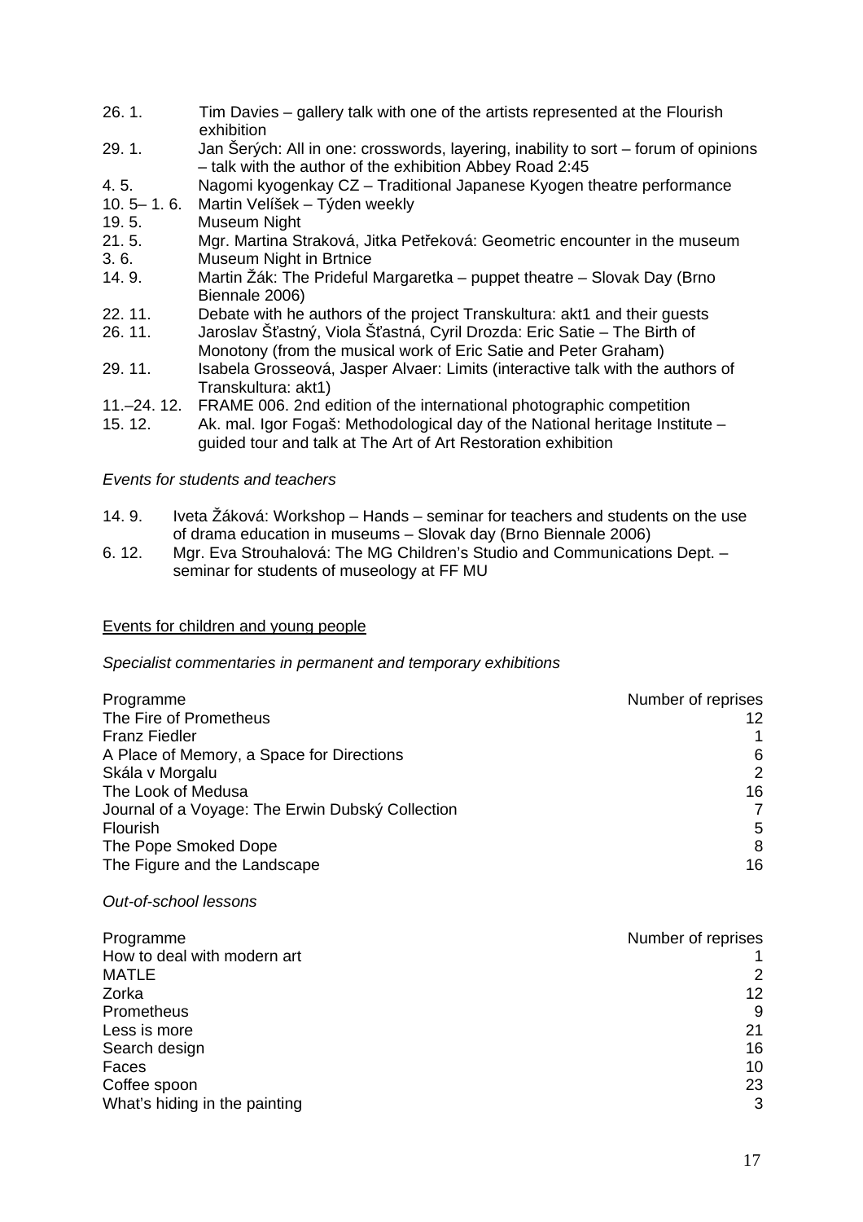26. 1. Tim Davies – gallery talk with one of the artists represented at the Flourish exhibition
29. 1. Jan Šerých: All in one: crosswords, layering, inability to sort – forum of opinions – talk with the author of the exhibition Abbey Road 2:45
4. 5. Nagomi kyogenkay CZ – Traditional Japanese Kyogen theatre performance
10. 5– 1. 6. Martin Velíšek – Týden weekly
19. 5. Museum Night
21. 5. Mgr. Martina Straková, Jitka Petřeková: Geometric encounter in the museum
3. 6. Museum Night in Brtnice
14. 9. Martin Žák: The Prideful Margaretka – puppet theatre – Slovak Day (Brno Biennale 2006)
22. 11. Debate with he authors of the project Transkultura: akt1 and their guests
26. 11. Jaroslav Šťastný, Viola Šťastná, Cyril Drozda: Eric Satie – The Birth of Monotony (from the musical work of Eric Satie and Peter Graham)
29. 11. Isabela Grosseová, Jasper Alvaer: Limits (interactive talk with the authors of Transkultura: akt1)
11.–24. 12. FRAME 006. 2nd edition of the international photographic competition
15. 12. Ak. mal. Igor Fogaš: Methodological day of the National heritage Institute – guided tour and talk at The Art of Art Restoration exhibition

*Events for students and teachers*

14. 9. Iveta Žáková: Workshop – Hands – seminar for teachers and students on the use of drama education in museums – Slovak day (Brno Biennale 2006)
6. 12. Mgr. Eva Strouhalová: The MG Children's Studio and Communications Dept. – seminar for students of museology at FF MU

## Events for children and young people

*Specialist commentaries in permanent and temporary exhibitions*

| Programme | Number of reprises |
|---|---|
| The Fire of Prometheus | 12 |
| Franz Fiedler | 1 |
| A Place of Memory, a Space for Directions | 6 |
| Skála v Morgalu | 2 |
| The Look of Medusa | 16 |
| Journal of a Voyage: The Erwin Dubský Collection | 7 |
| Flourish | 5 |
| The Pope Smoked Dope | 8 |
| The Figure and the Landscape | 16 |

*Out-of-school lessons*

| Programme | Number of reprises |
|---|---|
| How to deal with modern art | 1 |
| MATLE | 2 |
| Zorka | 12 |
| Prometheus | 9 |
| Less is more | 21 |
| Search design | 16 |
| Faces | 10 |
| Coffee spoon | 23 |
| What's hiding in the painting | 3 |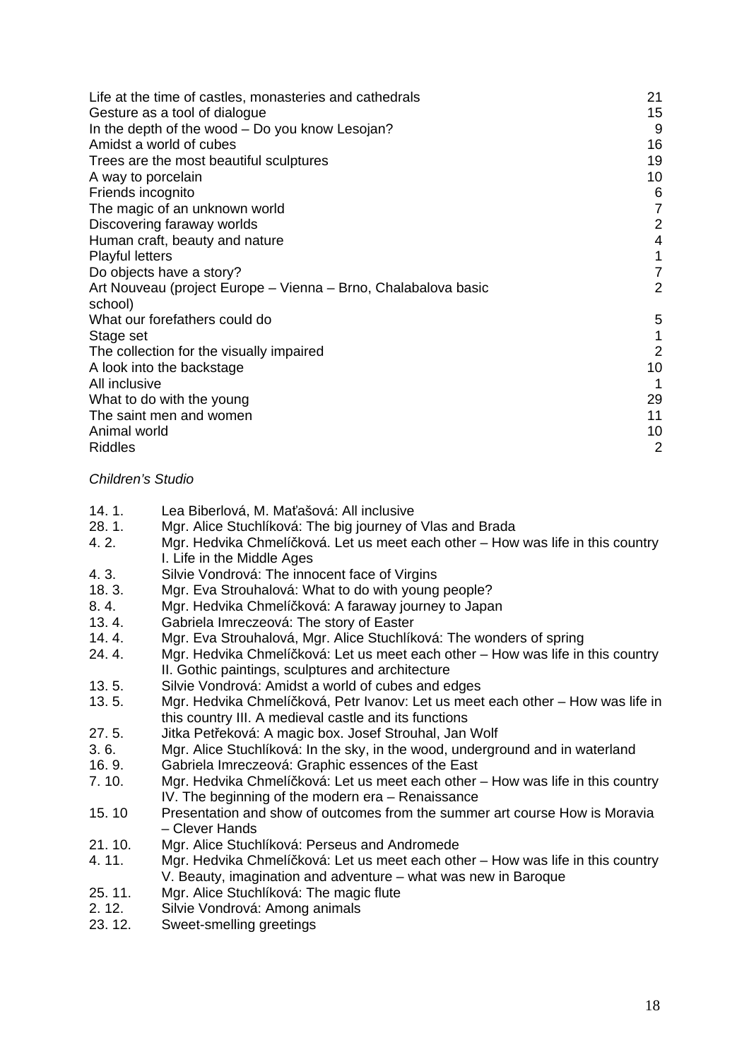| | |
|---|---|
| Life at the time of castles, monasteries and cathedrals | 21 |
| Gesture as a tool of dialogue | 15 |
| In the depth of the wood – Do you know Lesojan? | 9 |
| Amidst a world of cubes | 16 |
| Trees are the most beautiful sculptures | 19 |
| A way to porcelain | 10 |
| Friends incognito | 6 |
| The magic of an unknown world | 7 |
| Discovering faraway worlds | 2 |
| Human craft, beauty and nature | 4 |
| Playful letters | 1 |
| Do objects have a story? | 7 |
| Art Nouveau (project Europe – Vienna – Brno, Chalabalova basic school) | 2 |
| What our forefathers could do | 5 |
| Stage set | 1 |
| The collection for the visually impaired | 2 |
| A look into the backstage | 10 |
| All inclusive | 1 |
| What to do with the young | 29 |
| The saint men and women | 11 |
| Animal world | 10 |
| Riddles | 2 |

*Children's Studio*

| | |
|---|---|
| 14. 1. | Lea Biberlová, M. Maťašová: All inclusive |
| 28. 1. | Mgr. Alice Stuchlíková: The big journey of Vlas and Brada |
| 4. 2. | Mgr. Hedvika Chmelíčková. Let us meet each other – How was life in this country I. Life in the Middle Ages |
| 4. 3. | Silvie Vondrová: The innocent face of Virgins |
| 18. 3. | Mgr. Eva Strouhalová: What to do with young people? |
| 8. 4. | Mgr. Hedvika Chmelíčková: A faraway journey to Japan |
| 13. 4. | Gabriela Imreczeová: The story of Easter |
| 14. 4. | Mgr. Eva Strouhalová, Mgr. Alice Stuchlíková: The wonders of spring |
| 24. 4. | Mgr. Hedvika Chmelíčková: Let us meet each other – How was life in this country II. Gothic paintings, sculptures and architecture |
| 13. 5. | Silvie Vondrová: Amidst a world of cubes and edges |
| 13. 5. | Mgr. Hedvika Chmelíčková, Petr Ivanov: Let us meet each other – How was life in this country III. A medieval castle and its functions |
| 27. 5. | Jitka Petřeková: A magic box. Josef Strouhal, Jan Wolf |
| 3. 6. | Mgr. Alice Stuchlíková: In the sky, in the wood, underground and in waterland |
| 16. 9. | Gabriela Imreczeová: Graphic essences of the East |
| 7. 10. | Mgr. Hedvika Chmelíčková: Let us meet each other – How was life in this country IV. The beginning of the modern era – Renaissance |
| 15. 10 | Presentation and show of outcomes from the summer art course How is Moravia – Clever Hands |
| 21. 10. | Mgr. Alice Stuchlíková: Perseus and Andromede |
| 4. 11. | Mgr. Hedvika Chmelíčková: Let us meet each other – How was life in this country V. Beauty, imagination and adventure – what was new in Baroque |
| 25. 11. | Mgr. Alice Stuchlíková: The magic flute |
| 2. 12. | Silvie Vondrová: Among animals |
| 23. 12. | Sweet-smelling greetings |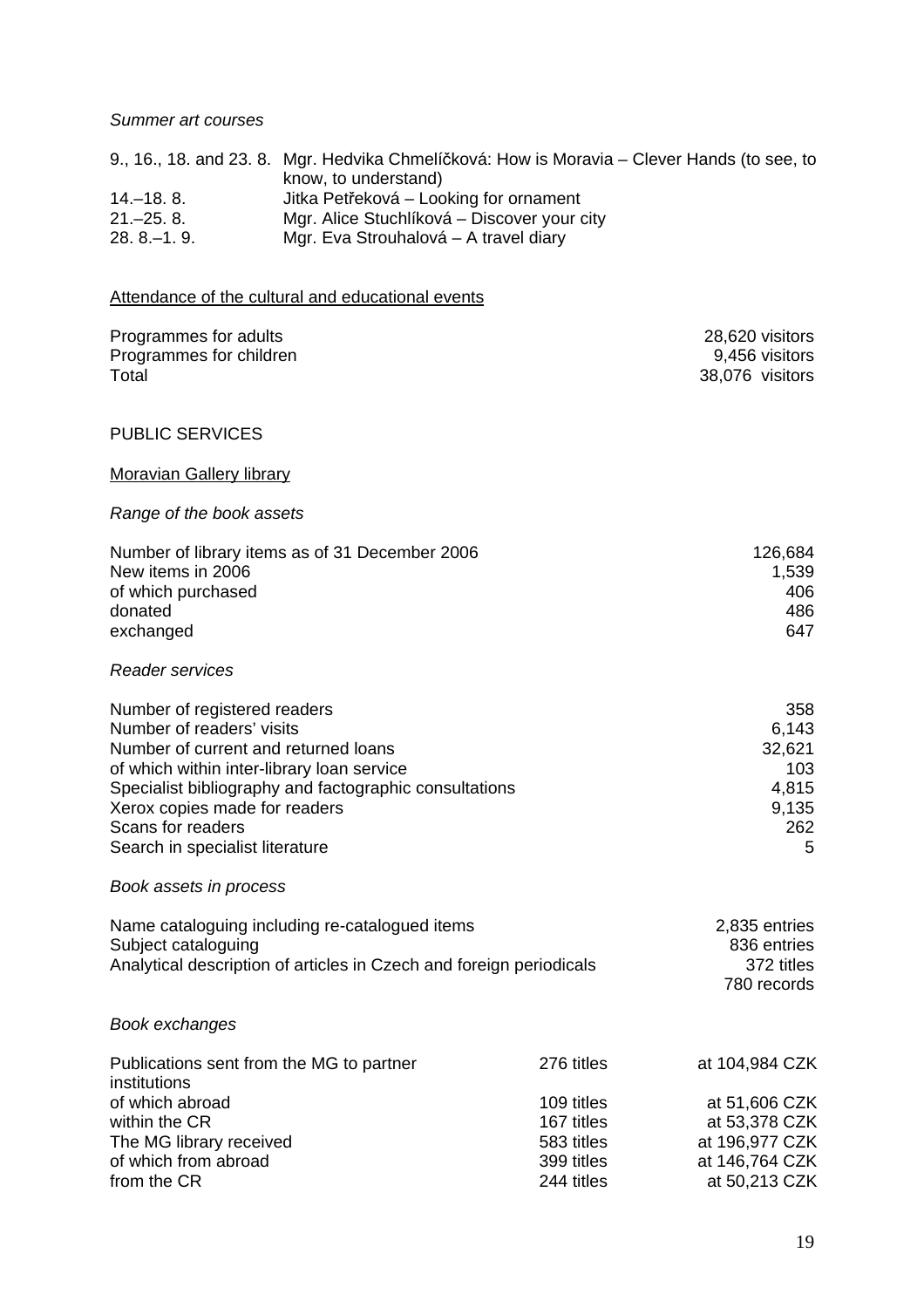*Summer art courses*

| | |
|---|---|
| 9., 16., 18. and 23. 8. | Mgr. Hedvika Chmelíčková: How is Moravia – Clever Hands (to see, to know, to understand) |
| 14.–18. 8. | Jitka Petřeková – Looking for ornament |
| 21.–25. 8. | Mgr. Alice Stuchlíková – Discover your city |
| 28. 8.–1. 9. | Mgr. Eva Strouhalová – A travel diary |

Attendance of the cultural and educational events

| | |
|---|---|
| Programmes for adults | 28,620 visitors |
| Programmes for children | 9,456 visitors |
| Total | 38,076 visitors |

PUBLIC SERVICES

Moravian Gallery library

*Range of the book assets*

| | |
|---|---|
| Number of library items as of 31 December 2006 | 126,684 |
| New items in 2006 | 1,539 |
| of which purchased | 406 |
| donated | 486 |
| exchanged | 647 |

*Reader services*

| | |
|---|---|
| Number of registered readers | 358 |
| Number of readers' visits | 6,143 |
| Number of current and returned loans | 32,621 |
| of which within inter-library loan service | 103 |
| Specialist bibliography and factographic consultations | 4,815 |
| Xerox copies made for readers | 9,135 |
| Scans for readers | 262 |
| Search in specialist literature | 5 |

*Book assets in process*

| | |
|---|---|
| Name cataloguing including re-catalogued items | 2,835 entries |
| Subject cataloguing | 836 entries |
| Analytical description of articles in Czech and foreign periodicals | 372 titles<br>780 records |

*Book exchanges*

| | | |
|---|---|---|
| Publications sent from the MG to partner institutions | 276 titles | at 104,984 CZK |
| of which abroad | 109 titles | at 51,606 CZK |
| within the CR | 167 titles | at 53,378 CZK |
| The MG library received | 583 titles | at 196,977 CZK |
| of which from abroad | 399 titles | at 146,764 CZK |
| from the CR | 244 titles | at 50,213 CZK |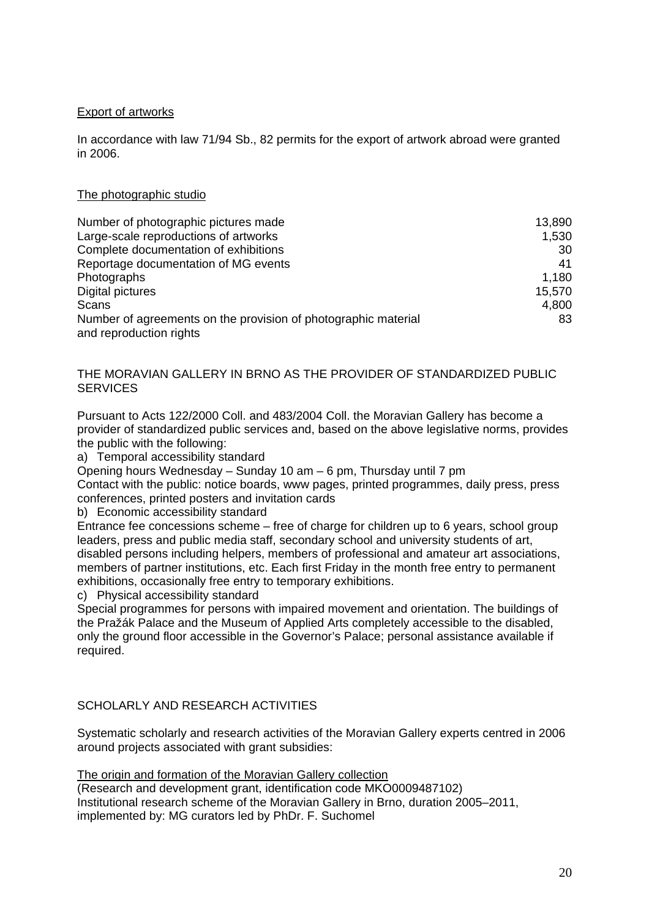Export of artworks

In accordance with law 71/94 Sb., 82 permits for the export of artwork abroad were granted in 2006.

The photographic studio

| | |
|---|---|
| Number of photographic pictures made | 13,890 |
| Large-scale reproductions of artworks | 1,530 |
| Complete documentation of exhibitions | 30 |
| Reportage documentation of MG events | 41 |
| Photographs | 1,180 |
| Digital pictures | 15,570 |
| Scans | 4,800 |
| Number of agreements on the provision of photographic material and reproduction rights | 83 |

## THE MORAVIAN GALLERY IN BRNO AS THE PROVIDER OF STANDARDIZED PUBLIC SERVICES

Pursuant to Acts 122/2000 Coll. and 483/2004 Coll. the Moravian Gallery has become a provider of standardized public services and, based on the above legislative norms, provides the public with the following:

a) Temporal accessibility standard

Opening hours Wednesday – Sunday 10 am – 6 pm, Thursday until 7 pm
Contact with the public: notice boards, www pages, printed programmes, daily press, press conferences, printed posters and invitation cards

b) Economic accessibility standard

Entrance fee concessions scheme – free of charge for children up to 6 years, school group leaders, press and public media staff, secondary school and university students of art, disabled persons including helpers, members of professional and amateur art associations, members of partner institutions, etc. Each first Friday in the month free entry to permanent exhibitions, occasionally free entry to temporary exhibitions.

c) Physical accessibility standard

Special programmes for persons with impaired movement and orientation. The buildings of the Pražák Palace and the Museum of Applied Arts completely accessible to the disabled, only the ground floor accessible in the Governor's Palace; personal assistance available if required.

## SCHOLARLY AND RESEARCH ACTIVITIES

Systematic scholarly and research activities of the Moravian Gallery experts centred in 2006 around projects associated with grant subsidies:

The origin and formation of the Moravian Gallery collection
(Research and development grant, identification code MKO0009487102)
Institutional research scheme of the Moravian Gallery in Brno, duration 2005–2011, implemented by: MG curators led by PhDr. F. Suchomel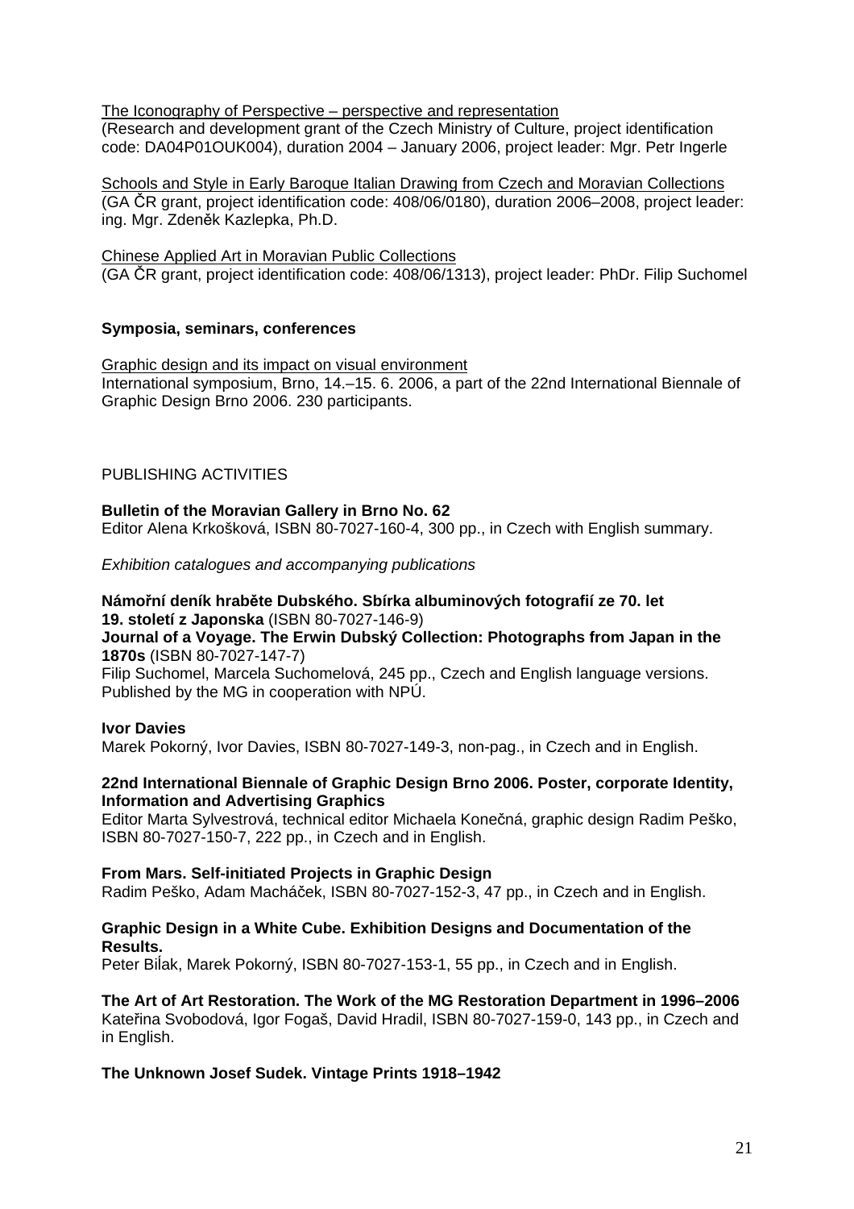The Iconography of Perspective – perspective and representation
(Research and development grant of the Czech Ministry of Culture, project identification code: DA04P01OUK004), duration 2004 – January 2006, project leader: Mgr. Petr Ingerle

Schools and Style in Early Baroque Italian Drawing from Czech and Moravian Collections
(GA ČR grant, project identification code: 408/06/0180), duration 2006–2008, project leader: ing. Mgr. Zdeněk Kazlepka, Ph.D.

Chinese Applied Art in Moravian Public Collections
(GA ČR grant, project identification code: 408/06/1313), project leader: PhDr. Filip Suchomel

**Symposia, seminars, conferences**

Graphic design and its impact on visual environment
International symposium, Brno, 14.–15. 6. 2006, a part of the 22nd International Biennale of Graphic Design Brno 2006. 230 participants.

PUBLISHING ACTIVITIES

**Bulletin of the Moravian Gallery in Brno No. 62**
Editor Alena Krkošková, ISBN 80-7027-160-4, 300 pp., in Czech with English summary.

*Exhibition catalogues and accompanying publications*

**Námořní deník hraběte Dubského. Sbírka albuminových fotografií ze 70. let 19. století z Japonska** (ISBN 80-7027-146-9)
**Journal of a Voyage. The Erwin Dubský Collection: Photographs from Japan in the 1870s** (ISBN 80-7027-147-7)
Filip Suchomel, Marcela Suchomelová, 245 pp., Czech and English language versions. Published by the MG in cooperation with NPÚ.

**Ivor Davies**
Marek Pokorný, Ivor Davies, ISBN 80-7027-149-3, non-pag., in Czech and in English.

**22nd International Biennale of Graphic Design Brno 2006. Poster, corporate Identity, Information and Advertising Graphics**
Editor Marta Sylvestrová, technical editor Michaela Konečná, graphic design Radim Peško, ISBN 80-7027-150-7, 222 pp., in Czech and in English.

**From Mars. Self-initiated Projects in Graphic Design**
Radim Peško, Adam Macháček, ISBN 80-7027-152-3, 47 pp., in Czech and in English.

**Graphic Design in a White Cube. Exhibition Designs and Documentation of the Results.**
Peter Biľak, Marek Pokorný, ISBN 80-7027-153-1, 55 pp., in Czech and in English.

**The Art of Art Restoration. The Work of the MG Restoration Department in 1996–2006**
Kateřina Svobodová, Igor Fogaš, David Hradil, ISBN 80-7027-159-0, 143 pp., in Czech and in English.

**The Unknown Josef Sudek. Vintage Prints 1918–1942**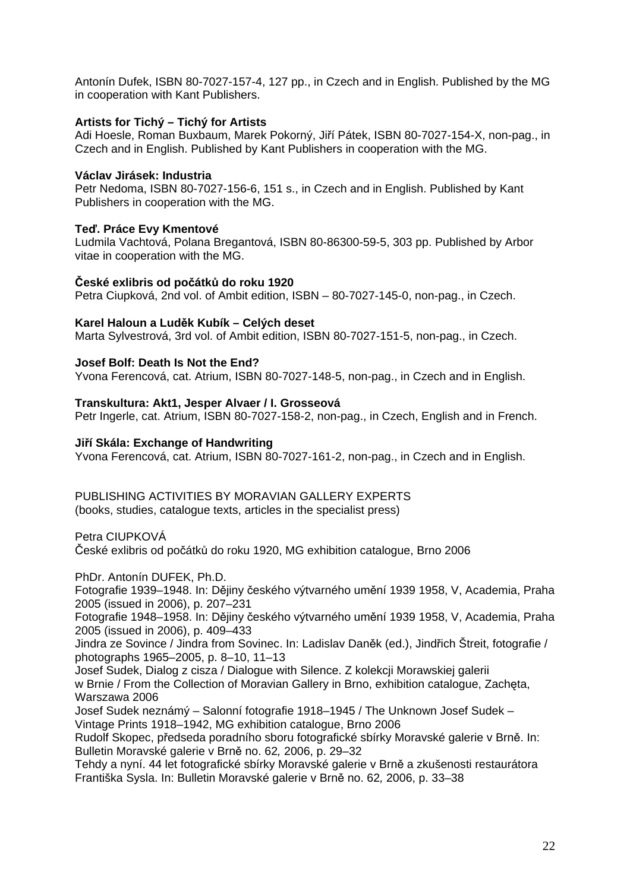Antonín Dufek, ISBN 80-7027-157-4, 127 pp., in Czech and in English. Published by the MG in cooperation with Kant Publishers.

**Artists for Tichý – Tichý for Artists**
Adi Hoesle, Roman Buxbaum, Marek Pokorný, Jiří Pátek, ISBN 80-7027-154-X, non-pag., in Czech and in English. Published by Kant Publishers in cooperation with the MG.

**Václav Jirásek: Industria**
Petr Nedoma, ISBN 80-7027-156-6, 151 s., in Czech and in English. Published by Kant Publishers in cooperation with the MG.

**Teď. Práce Evy Kmentové**
Ludmila Vachtová, Polana Bregantová, ISBN 80-86300-59-5, 303 pp. Published by Arbor vitae in cooperation with the MG.

**České exlibris od počátků do roku 1920**
Petra Ciupková, 2nd vol. of Ambit edition, ISBN – 80-7027-145-0, non-pag., in Czech.

**Karel Haloun a Luděk Kubík – Celých deset**
Marta Sylvestrová, 3rd vol. of Ambit edition, ISBN 80-7027-151-5, non-pag., in Czech.

**Josef Bolf: Death Is Not the End?**
Yvona Ferencová, cat. Atrium, ISBN 80-7027-148-5, non-pag., in Czech and in English.

**Transkultura: Akt1, Jesper Alvaer / I. Grosseová**
Petr Ingerle, cat. Atrium, ISBN 80-7027-158-2, non-pag., in Czech, English and in French.

**Jiří Skála: Exchange of Handwriting**
Yvona Ferencová, cat. Atrium, ISBN 80-7027-161-2, non-pag., in Czech and in English.

PUBLISHING ACTIVITIES BY MORAVIAN GALLERY EXPERTS
(books, studies, catalogue texts, articles in the specialist press)

Petra CIUPKOVÁ
České exlibris od počátků do roku 1920, MG exhibition catalogue, Brno 2006

PhDr. Antonín DUFEK, Ph.D.
Fotografie 1939–1948. In: Dějiny českého výtvarného umění 1939 1958, V, Academia, Praha 2005 (issued in 2006), p. 207–231
Fotografie 1948–1958. In: Dějiny českého výtvarného umění 1939 1958, V, Academia, Praha 2005 (issued in 2006), p. 409–433
Jindra ze Sovince / Jindra from Sovinec. In: Ladislav Daněk (ed.), Jindřich Štreit, fotografie / photographs 1965–2005, p. 8–10, 11–13
Josef Sudek, Dialog z cisza / Dialogue with Silence. Z kolekcji Morawskiej galerii w Brnie / From the Collection of Moravian Gallery in Brno, exhibition catalogue, Zachęta, Warszawa 2006
Josef Sudek neznámý – Salonní fotografie 1918–1945 / The Unknown Josef Sudek – Vintage Prints 1918–1942, MG exhibition catalogue, Brno 2006
Rudolf Skopec, předseda poradního sboru fotografické sbírky Moravské galerie v Brně. In: Bulletin Moravské galerie v Brně no. 62, 2006, p. 29–32
Tehdy a nyní. 44 let fotografické sbírky Moravské galerie v Brně a zkušenosti restaurátora Františka Sysla. In: Bulletin Moravské galerie v Brně no. 62, 2006, p. 33–38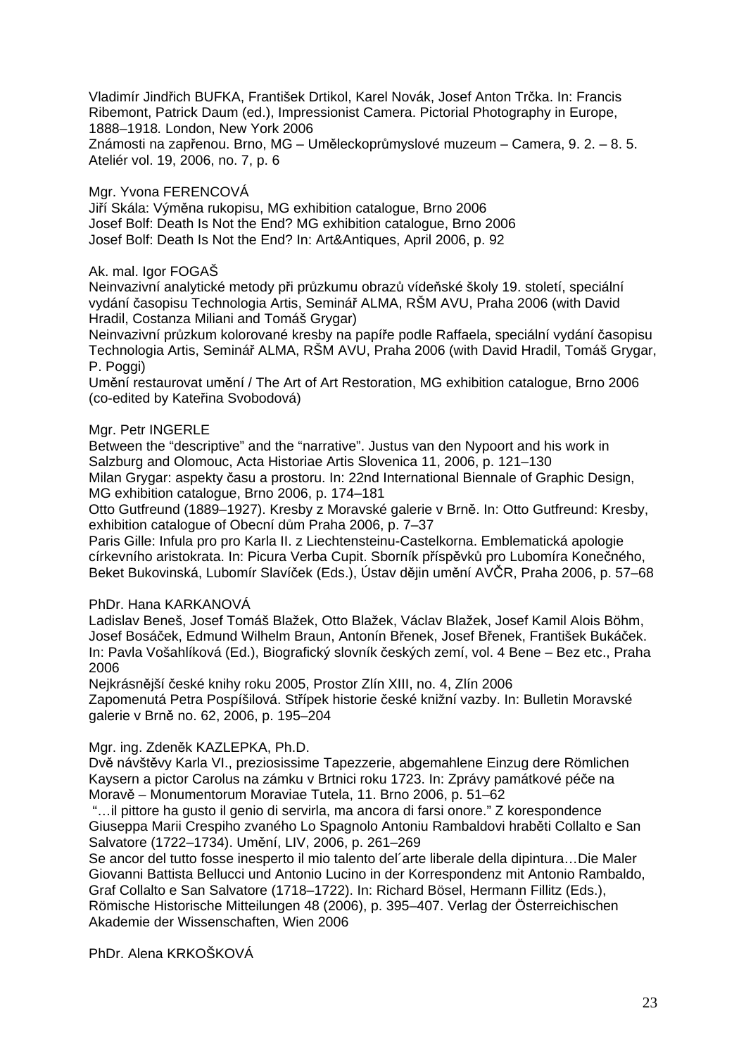Vladimír Jindřich BUFKA, František Drtikol, Karel Novák, Josef Anton Trčka. In: Francis Ribemont, Patrick Daum (ed.), Impressionist Camera. Pictorial Photography in Europe, 1888–1918. London, New York 2006
Známosti na zapřenou. Brno, MG – Uměleckoprůmyslové muzeum – Camera, 9. 2. – 8. 5. Ateliér vol. 19, 2006, no. 7, p. 6

Mgr. Yvona FERENCOVÁ
Jiří Skála: Výměna rukopisu, MG exhibition catalogue, Brno 2006
Josef Bolf: Death Is Not the End? MG exhibition catalogue, Brno 2006
Josef Bolf: Death Is Not the End? In: Art&Antiques, April 2006, p. 92

Ak. mal. Igor FOGAŠ
Neinvazivní analytické metody při průzkumu obrazů vídeňské školy 19. století, speciální vydání časopisu Technologia Artis, Seminář ALMA, RŠM AVU, Praha 2006 (with David Hradil, Costanza Miliani and Tomáš Grygar)
Neinvazivní průzkum kolorované kresby na papíře podle Raffaela, speciální vydání časopisu Technologia Artis, Seminář ALMA, RŠM AVU, Praha 2006 (with David Hradil, Tomáš Grygar, P. Poggi)
Umění restaurovat umění / The Art of Art Restoration, MG exhibition catalogue, Brno 2006 (co-edited by Kateřina Svobodová)

Mgr. Petr INGERLE
Between the “descriptive” and the “narrative”. Justus van den Nypoort and his work in Salzburg and Olomouc, Acta Historiae Artis Slovenica 11, 2006, p. 121–130
Milan Grygar: aspekty času a prostoru. In: 22nd International Biennale of Graphic Design, MG exhibition catalogue, Brno 2006, p. 174–181
Otto Gutfreund (1889–1927). Kresby z Moravské galerie v Brně. In: Otto Gutfreund: Kresby, exhibition catalogue of Obecní dům Praha 2006, p. 7–37
Paris Gille: Infula pro pro Karla II. z Liechtensteinu-Castelkorna. Emblematická apologie církevního aristokrata. In: Picura Verba Cupit. Sborník příspěvků pro Lubomíra Konečného, Beket Bukovinská, Lubomír Slavíček (Eds.), Ústav dějin umění AVČR, Praha 2006, p. 57–68

PhDr. Hana KARKANOVÁ
Ladislav Beneš, Josef Tomáš Blažek, Otto Blažek, Václav Blažek, Josef Kamil Alois Böhm, Josef Bosáček, Edmund Wilhelm Braun, Antonín Břenek, Josef Břenek, František Bukáček. In: Pavla Vošahlíková (Ed.), Biografický slovník českých zemí, vol. 4 Bene – Bez etc., Praha 2006
Nejkrásnější české knihy roku 2005, Prostor Zlín XIII, no. 4, Zlín 2006
Zapomenutá Petra Pospíšilová. Střípek historie české knižní vazby. In: Bulletin Moravské galerie v Brně no. 62, 2006, p. 195–204

Mgr. ing. Zdeněk KAZLEPKA, Ph.D.
Dvě návštěvy Karla VI., preziosissime Tapezzerie, abgemahlene Einzug dere Römlichen Kaysern a pictor Carolus na zámku v Brtnici roku 1723. In: Zprávy památkové péče na Moravě – Monumentorum Moraviae Tutela, 11. Brno 2006, p. 51–62
“…il pittore ha gusto il genio di servirla, ma ancora di farsi onore.” Z korespondence Giuseppa Marii Crespiho zvaného Lo Spagnolo Antoniu Rambaldovi hraběti Collalto e San Salvatore (1722–1734). Umění, LIV, 2006, p. 261–269
Se ancor del tutto fosse inesperto il mio talento del´arte liberale della dipintura…Die Maler Giovanni Battista Bellucci und Antonio Lucino in der Korrespondenz mit Antonio Rambaldo, Graf Collalto e San Salvatore (1718–1722). In: Richard Bösel, Hermann Fillitz (Eds.), Römische Historische Mitteilungen 48 (2006), p. 395–407. Verlag der Österreichischen Akademie der Wissenschaften, Wien 2006

PhDr. Alena KRKOŠKOVÁ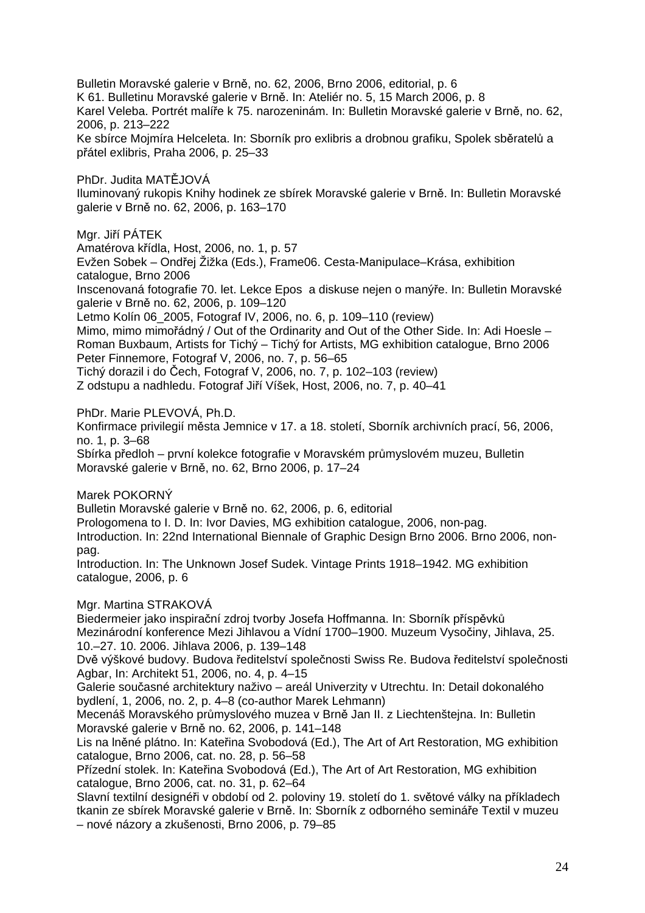Bulletin Moravské galerie v Brně, no. 62, 2006, Brno 2006, editorial, p. 6
K 61. Bulletinu Moravské galerie v Brně. In: Ateliér no. 5, 15 March 2006, p. 8
Karel Veleba. Portrét malíře k 75. narozeninám. In: Bulletin Moravské galerie v Brně, no. 62, 2006, p. 213–222
Ke sbírce Mojmíra Helceleta. In: Sborník pro exlibris a drobnou grafiku, Spolek sběratelů a přátel exlibris, Praha 2006, p. 25–33

PhDr. Judita MATĚJOVÁ
Iluminovaný rukopis Knihy hodinek ze sbírek Moravské galerie v Brně. In: Bulletin Moravské galerie v Brně no. 62, 2006, p. 163–170

Mgr. Jiří PÁTEK
Amatérova křídla, Host, 2006, no. 1, p. 57
Evžen Sobek – Ondřej Žižka (Eds.), Frame06. Cesta-Manipulace–Krása, exhibition catalogue, Brno 2006
Inscenovaná fotografie 70. let. Lekce Epos a diskuse nejen o manýře. In: Bulletin Moravské galerie v Brně no. 62, 2006, p. 109–120
Letmo Kolín 06_2005, Fotograf IV, 2006, no. 6, p. 109–110 (review)
Mimo, mimo mimořádný / Out of the Ordinarity and Out of the Other Side. In: Adi Hoesle – Roman Buxbaum, Artists for Tichý – Tichý for Artists, MG exhibition catalogue, Brno 2006
Peter Finnemore, Fotograf V, 2006, no. 7, p. 56–65
Tichý dorazil i do Čech, Fotograf V, 2006, no. 7, p. 102–103 (review)
Z odstupu a nadhledu. Fotograf Jiří Víšek, Host, 2006, no. 7, p. 40–41

PhDr. Marie PLEVOVÁ, Ph.D.
Konfirmace privilegií města Jemnice v 17. a 18. století, Sborník archivních prací, 56, 2006, no. 1, p. 3–68
Sbírka předloh – první kolekce fotografie v Moravském průmyslovém muzeu, Bulletin Moravské galerie v Brně, no. 62, Brno 2006, p. 17–24

Marek POKORNÝ
Bulletin Moravské galerie v Brně no. 62, 2006, p. 6, editorial
Prologomena to I. D. In: Ivor Davies, MG exhibition catalogue, 2006, non-pag.
Introduction. In: 22nd International Biennale of Graphic Design Brno 2006. Brno 2006, non-pag.
Introduction. In: The Unknown Josef Sudek. Vintage Prints 1918–1942. MG exhibition catalogue, 2006, p. 6

Mgr. Martina STRAKOVÁ
Biedermeier jako inspirační zdroj tvorby Josefa Hoffmanna. In: Sborník příspěvků Mezinárodní konference Mezi Jihlavou a Vídní 1700–1900. Muzeum Vysočiny, Jihlava, 25. 10.–27. 10. 2006. Jihlava 2006, p. 139–148
Dvě výškové budovy. Budova ředitelství společnosti Swiss Re. Budova ředitelství společnosti Agbar, In: Architekt 51, 2006, no. 4, p. 4–15
Galerie současné architektury naživo – areál Univerzity v Utrechtu. In: Detail dokonalého bydlení, 1, 2006, no. 2, p. 4–8 (co-author Marek Lehmann)
Mecenáš Moravského průmyslového muzea v Brně Jan II. z Liechtenštejna. In: Bulletin Moravské galerie v Brně no. 62, 2006, p. 141–148
Lis na lněné plátno. In: Kateřina Svobodová (Ed.), The Art of Art Restoration, MG exhibition catalogue, Brno 2006, cat. no. 28, p. 56–58
Přízední stolek. In: Kateřina Svobodová (Ed.), The Art of Art Restoration, MG exhibition catalogue, Brno 2006, cat. no. 31, p. 62–64
Slavní textilní designéři v období od 2. poloviny 19. století do 1. světové války na příkladech tkanin ze sbírek Moravské galerie v Brně. In: Sborník z odborného semináře Textil v muzeu – nové názory a zkušenosti, Brno 2006, p. 79–85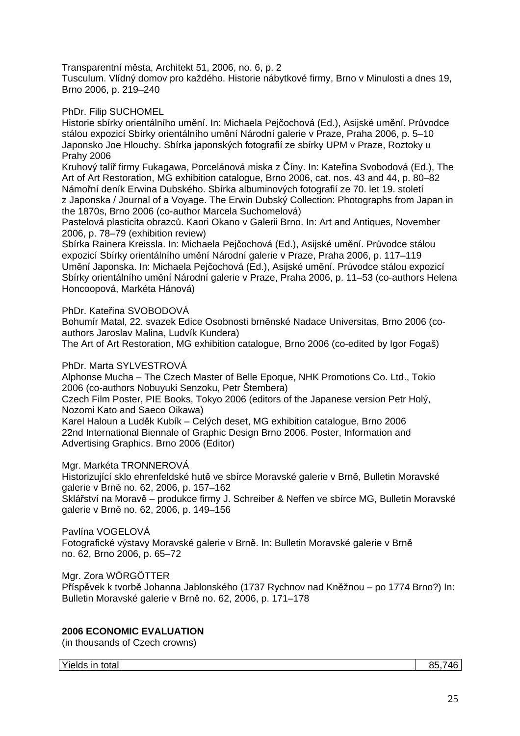Transparentní města, Architekt 51, 2006, no. 6, p. 2
Tusculum. Vlídný domov pro každého. Historie nábytkové firmy, Brno v Minulosti a dnes 19, Brno 2006, p. 219–240

PhDr. Filip SUCHOMEL
Historie sbírky orientálního umění. In: Michaela Pejčochová (Ed.), Asijské umění. Průvodce stálou expozicí Sbírky orientálního umění Národní galerie v Praze, Praha 2006, p. 5–10
Japonsko Joe Hlouchy. Sbírka japonských fotografií ze sbírky UPM v Praze, Roztoky u Prahy 2006
Kruhový talíř firmy Fukagawa, Porcelánová miska z Číny. In: Kateřina Svobodová (Ed.), The Art of Art Restoration, MG exhibition catalogue, Brno 2006, cat. nos. 43 and 44, p. 80–82
Námořní deník Erwina Dubského. Sbírka albuminových fotografií ze 70. let 19. století z Japonska / Journal of a Voyage. The Erwin Dubský Collection: Photographs from Japan in the 1870s, Brno 2006 (co-author Marcela Suchomelová)
Pastelová plasticita obrazců. Kaori Okano v Galerii Brno. In: Art and Antiques, November 2006, p. 78–79 (exhibition review)
Sbírka Rainera Kreissla. In: Michaela Pejčochová (Ed.), Asijské umění. Průvodce stálou expozicí Sbírky orientálního umění Národní galerie v Praze, Praha 2006, p. 117–119
Umění Japonska. In: Michaela Pejčochová (Ed.), Asijské umění. Průvodce stálou expozicí Sbírky orientálního umění Národní galerie v Praze, Praha 2006, p. 11–53 (co-authors Helena Honcoopová, Markéta Hánová)

PhDr. Kateřina SVOBODOVÁ
Bohumír Matal, 22. svazek Edice Osobnosti brněnské Nadace Universitas, Brno 2006 (co-authors Jaroslav Malina, Ludvík Kundera)
The Art of Art Restoration, MG exhibition catalogue, Brno 2006 (co-edited by Igor Fogaš)

PhDr. Marta SYLVESTROVÁ
Alphonse Mucha – The Czech Master of Belle Epoque, NHK Promotions Co. Ltd., Tokio 2006 (co-authors Nobuyuki Senzoku, Petr Štembera)
Czech Film Poster, PIE Books, Tokyo 2006 (editors of the Japanese version Petr Holý, Nozomi Kato and Saeco Oikawa)
Karel Haloun a Luděk Kubík – Celých deset, MG exhibition catalogue, Brno 2006
22nd International Biennale of Graphic Design Brno 2006. Poster, Information and Advertising Graphics. Brno 2006 (Editor)

Mgr. Markéta TRONNEROVÁ
Historizující sklo ehrenfeldské hutě ve sbírce Moravské galerie v Brně, Bulletin Moravské galerie v Brně no. 62, 2006, p. 157–162
Sklářství na Moravě – produkce firmy J. Schreiber & Neffen ve sbírce MG, Bulletin Moravské galerie v Brně no. 62, 2006, p. 149–156

Pavlína VOGELOVÁ
Fotografické výstavy Moravské galerie v Brně. In: Bulletin Moravské galerie v Brně no. 62, Brno 2006, p. 65–72

Mgr. Zora WÖRGÖTTER
Příspěvek k tvorbě Johanna Jablonského (1737 Rychnov nad Kněžnou – po 1774 Brno?) In: Bulletin Moravské galerie v Brně no. 62, 2006, p. 171–178

**2006 ECONOMIC EVALUATION**
(in thousands of Czech crowns)

| Yields in total | 85,746 |
|---|---|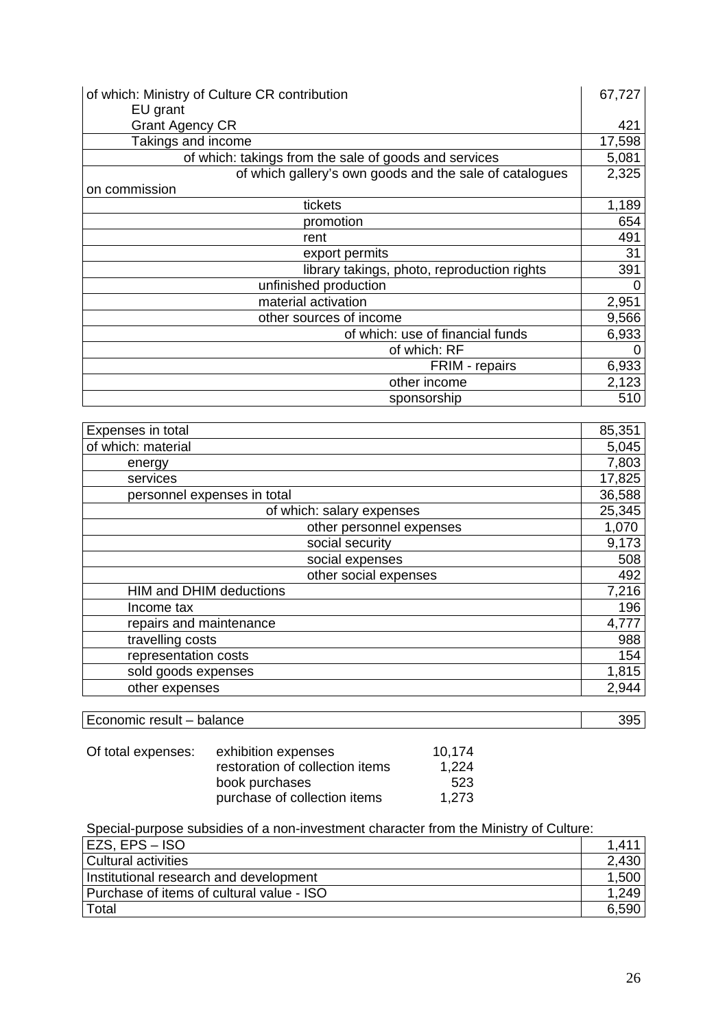| | |
|---|---|
| of which: Ministry of Culture CR contribution | 67,727 |
| EU grant | |
| Grant Agency CR | 421 |
| Takings and income | 17,598 |
| of which: takings from the sale of goods and services | 5,081 |
| of which gallery's own goods and the sale of catalogues on commission | 2,325 |
| tickets | 1,189 |
| promotion | 654 |
| rent | 491 |
| export permits | 31 |
| library takings, photo, reproduction rights | 391 |
| unfinished production | 0 |
| material activation | 2,951 |
| other sources of income | 9,566 |
| of which: use of financial funds | 6,933 |
| of which: RF | 0 |
| FRIM - repairs | 6,933 |
| other income | 2,123 |
| sponsorship | 510 |

| | |
|---|---|
| Expenses in total | 85,351 |
| of which: material | 5,045 |
| energy | 7,803 |
| services | 17,825 |
| personnel expenses in total | 36,588 |
| of which: salary expenses | 25,345 |
| other personnel expenses | 1,070 |
| social security | 9,173 |
| social expenses | 508 |
| other social expenses | 492 |
| HIM and DHIM deductions | 7,216 |
| Income tax | 196 |
| repairs and maintenance | 4,777 |
| travelling costs | 988 |
| representation costs | 154 |
| sold goods expenses | 1,815 |
| other expenses | 2,944 |

| | |
|---|---|
| Economic result – balance | 395 |

| | | |
|---|---|---|
| Of total expenses: | exhibition expenses | 10,174 |
| | restoration of collection items | 1,224 |
| | book purchases | 523 |
| | purchase of collection items | 1,273 |

Special-purpose subsidies of a non-investment character from the Ministry of Culture:

| | |
|---|---|
| EZS, EPS – ISO | 1,411 |
| Cultural activities | 2,430 |
| Institutional research and development | 1,500 |
| Purchase of items of cultural value - ISO | 1,249 |
| Total | 6,590 |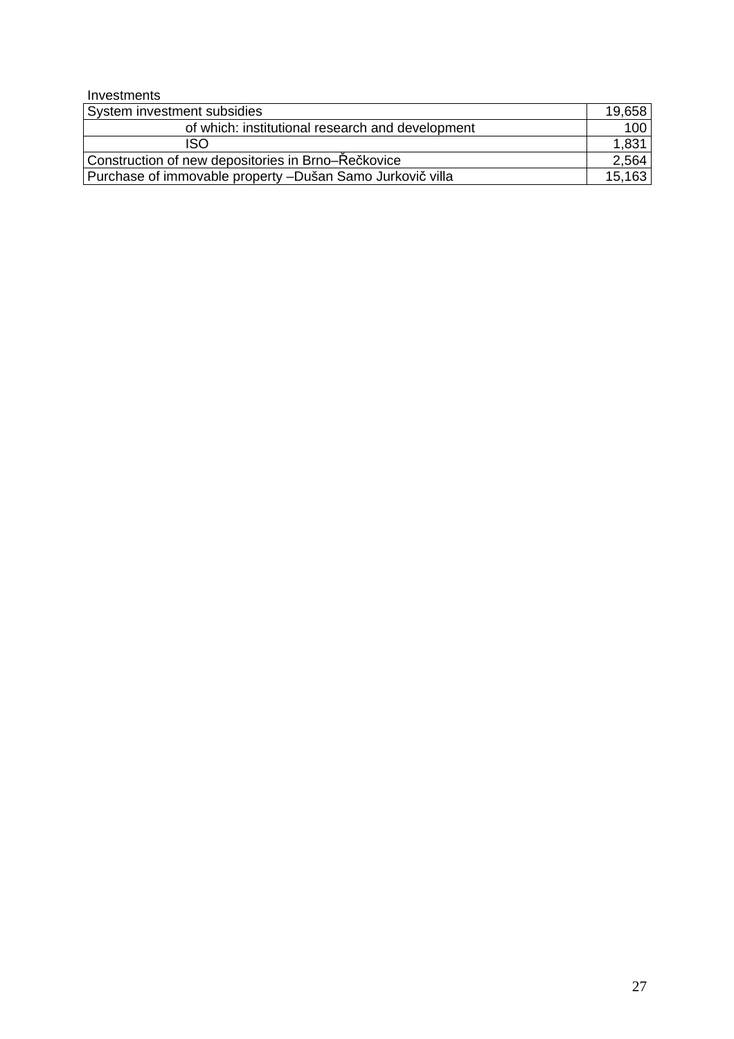Investments

| | |
|---|---|
| System investment subsidies | 19,658 |
| of which: institutional research and development | 100 |
| ISO | 1,831 |
| Construction of new depositories in Brno–Řečkovice | 2,564 |
| Purchase of immovable property –Dušan Samo Jurkovič villa | 15,163 |